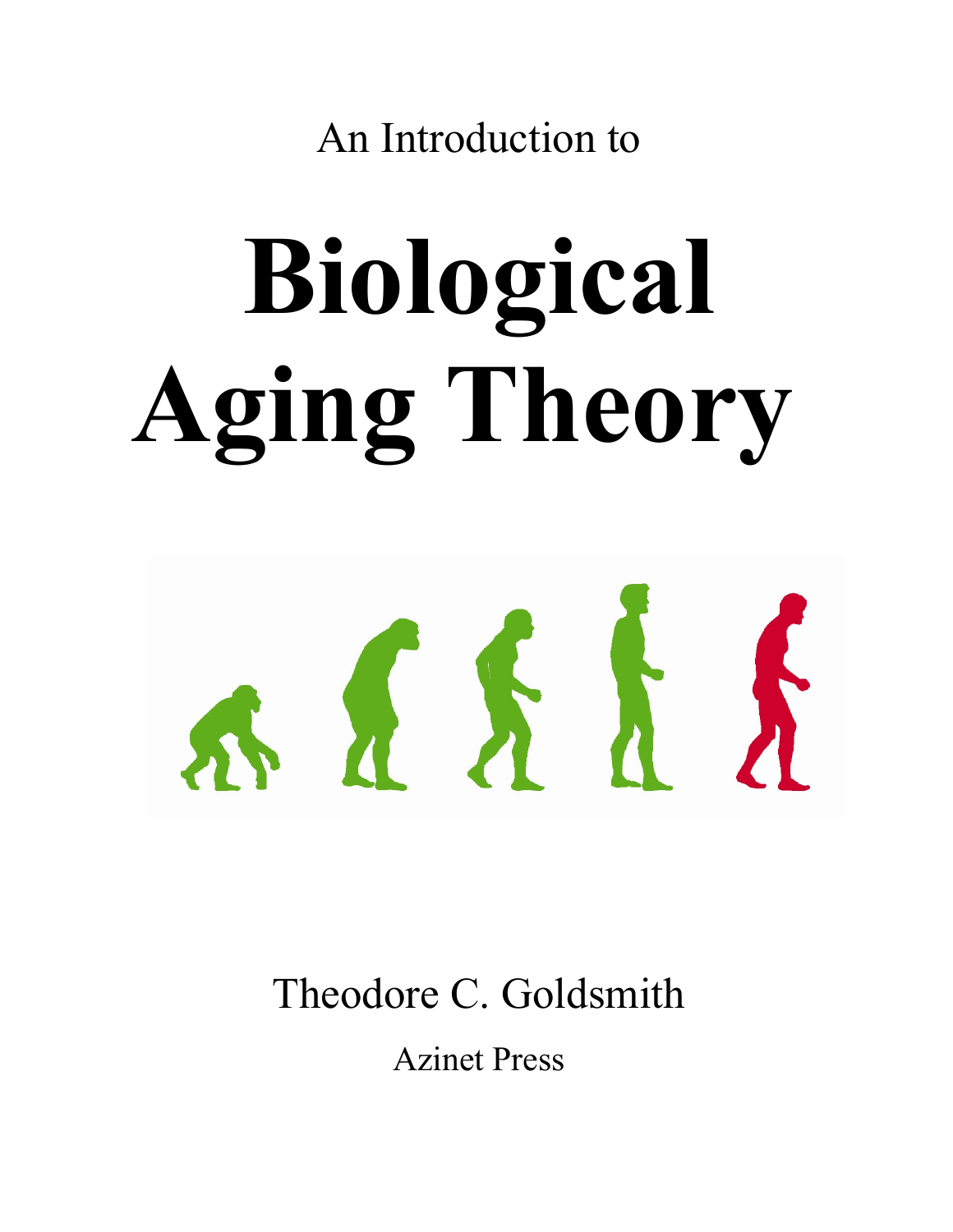An Introduction to

# Biological Aging Theory

Theodore C. Goldsmith

Azinet Press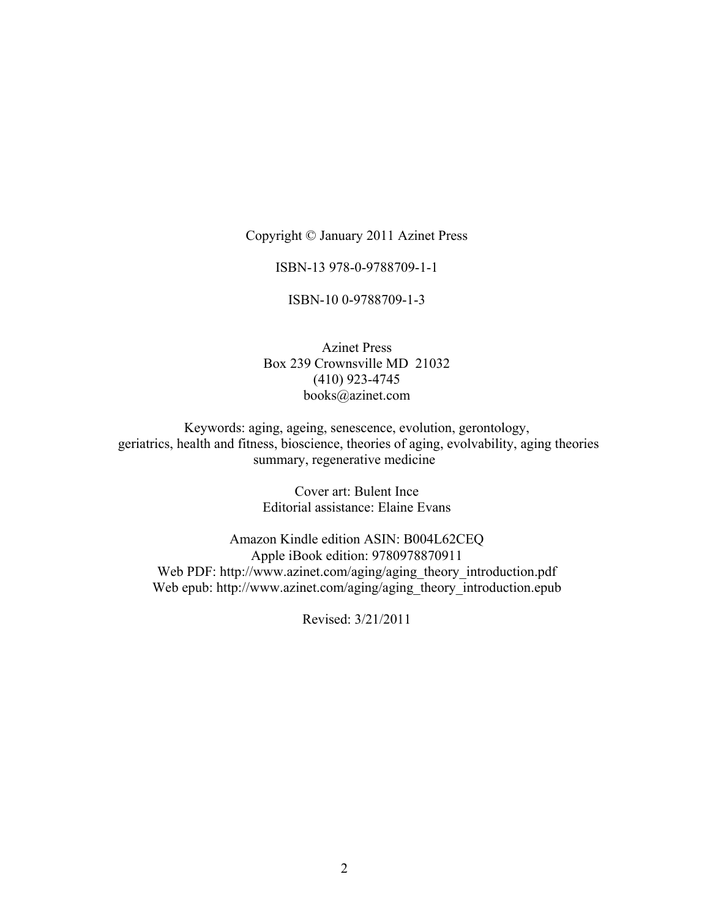Copyright © January 2011 Azinet Press

ISBN-13 978-0-9788709-1-1

ISBN-10 0-9788709-1-3

Azinet Press  
Box 239 Crownsville MD 21032  
(410) 923-4745  
books@azinet.com

Keywords: aging, ageing, senescence, evolution, gerontology, geriatrics, health and fitness, bioscience, theories of aging, evolvability, aging theories summary, regenerative medicine

Cover art: Bulent Ince  
Editorial assistance: Elaine Evans

Amazon Kindle edition ASIN: B004L62CEQ  
Apple iBook edition: 9780978870911  
Web PDF: http://www.azinet.com/aging/aging_theory_introduction.pdf  
Web epub: http://www.azinet.com/aging/aging_theory_introduction.epub

Revised: 3/21/2011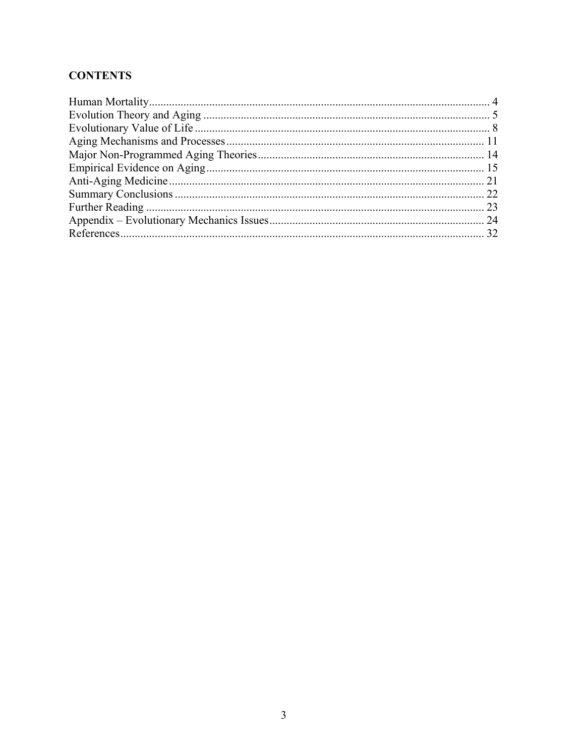## CONTENTS

Human Mortality ........................................................................................................................ 4
Evolution Theory and Aging ...................................................................................................... 5
Evolutionary Value of Life ........................................................................................................ 8
Aging Mechanisms and Processes ........................................................................................... 11
Major Non-Programmed Aging Theories ................................................................................ 14
Empirical Evidence on Aging .................................................................................................. 15
Anti-Aging Medicine ............................................................................................................... 21
Summary Conclusions ............................................................................................................. 22
Further Reading ....................................................................................................................... 23
Appendix – Evolutionary Mechanics Issues ............................................................................ 24
References ................................................................................................................................ 32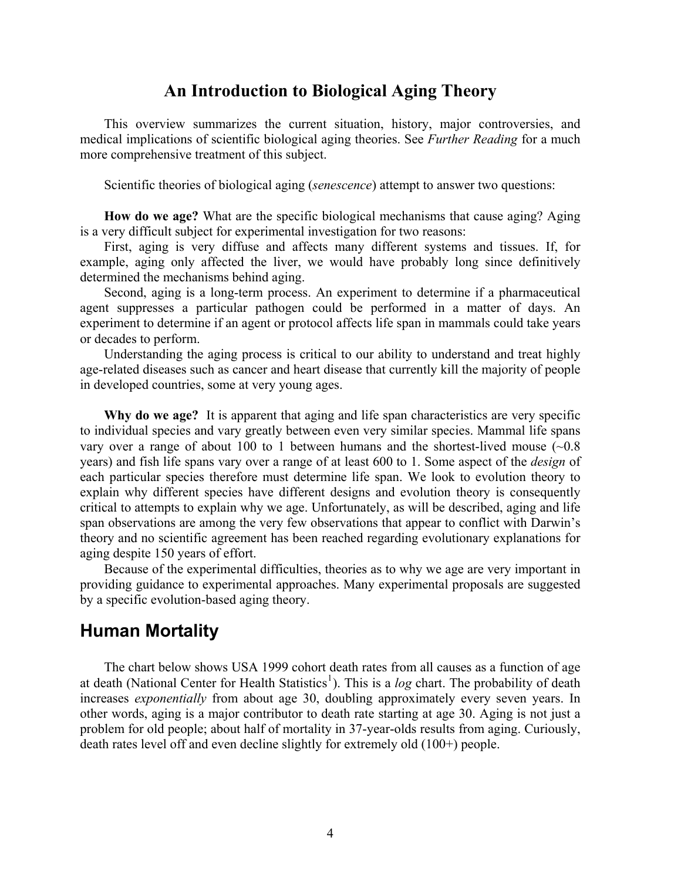## An Introduction to Biological Aging Theory

This overview summarizes the current situation, history, major controversies, and medical implications of scientific biological aging theories. See *Further Reading* for a much more comprehensive treatment of this subject.

Scientific theories of biological aging (*senescence*) attempt to answer two questions:

**How do we age?** What are the specific biological mechanisms that cause aging? Aging is a very difficult subject for experimental investigation for two reasons:

First, aging is very diffuse and affects many different systems and tissues. If, for example, aging only affected the liver, we would have probably long since definitively determined the mechanisms behind aging.

Second, aging is a long-term process. An experiment to determine if a pharmaceutical agent suppresses a particular pathogen could be performed in a matter of days. An experiment to determine if an agent or protocol affects life span in mammals could take years or decades to perform.

Understanding the aging process is critical to our ability to understand and treat highly age-related diseases such as cancer and heart disease that currently kill the majority of people in developed countries, some at very young ages.

**Why do we age?** It is apparent that aging and life span characteristics are very specific to individual species and vary greatly between even very similar species. Mammal life spans vary over a range of about 100 to 1 between humans and the shortest-lived mouse (~0.8 years) and fish life spans vary over a range of at least 600 to 1. Some aspect of the *design* of each particular species therefore must determine life span. We look to evolution theory to explain why different species have different designs and evolution theory is consequently critical to attempts to explain why we age. Unfortunately, as will be described, aging and life span observations are among the very few observations that appear to conflict with Darwin's theory and no scientific agreement has been reached regarding evolutionary explanations for aging despite 150 years of effort.

Because of the experimental difficulties, theories as to why we age are very important in providing guidance to experimental approaches. Many experimental proposals are suggested by a specific evolution-based aging theory.

## Human Mortality

The chart below shows USA 1999 cohort death rates from all causes as a function of age at death (National Center for Health Statistics[1]). This is a *log* chart. The probability of death increases *exponentially* from about age 30, doubling approximately every seven years. In other words, aging is a major contributor to death rate starting at age 30. Aging is not just a problem for old people; about half of mortality in 37-year-olds results from aging. Curiously, death rates level off and even decline slightly for extremely old (100+) people.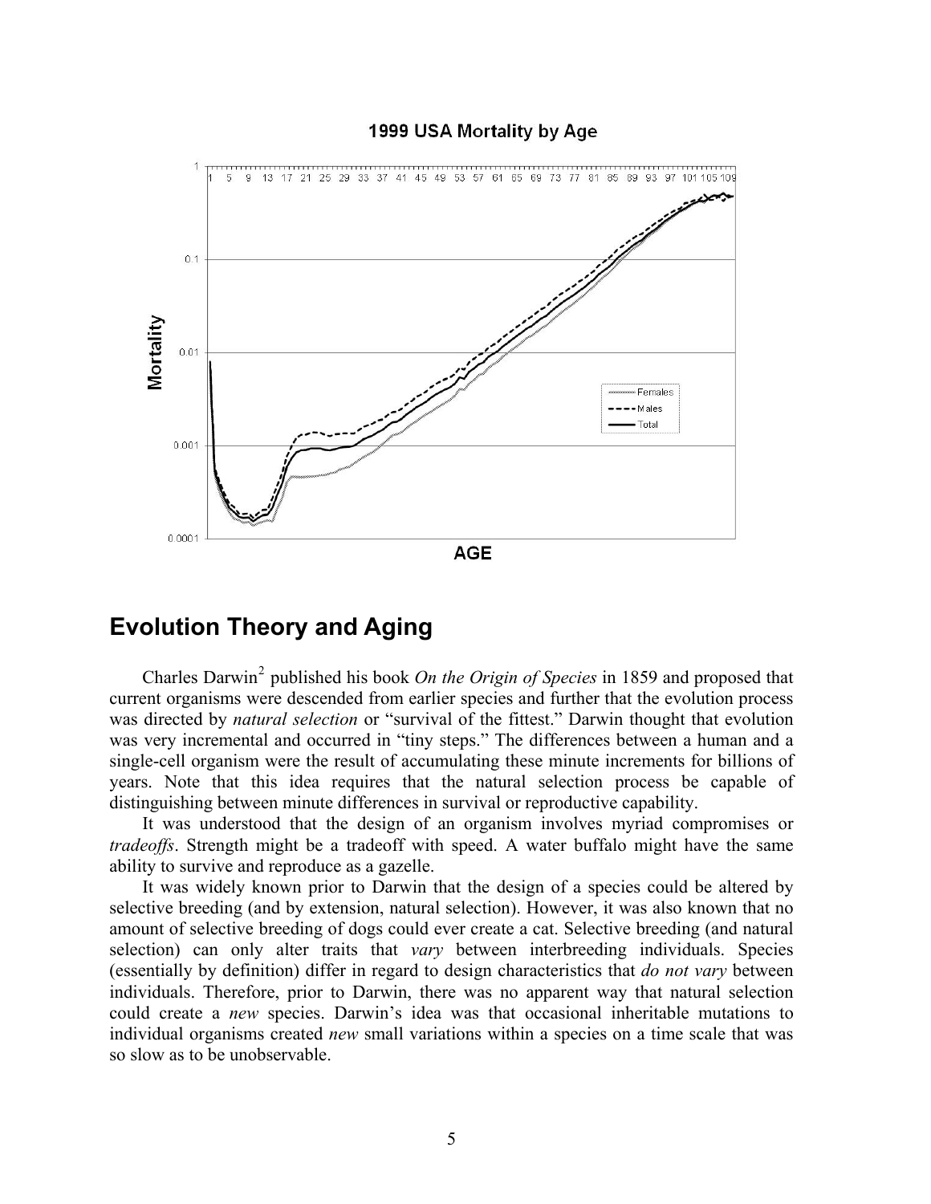## Evolution Theory and Aging

Charles Darwin[2] published his book *On the Origin of Species* in 1859 and proposed that current organisms were descended from earlier species and further that the evolution process was directed by *natural selection* or "survival of the fittest." Darwin thought that evolution was very incremental and occurred in "tiny steps." The differences between a human and a single-cell organism were the result of accumulating these minute increments for billions of years. Note that this idea requires that the natural selection process be capable of distinguishing between minute differences in survival or reproductive capability.

It was understood that the design of an organism involves myriad compromises or *tradeoffs*. Strength might be a tradeoff with speed. A water buffalo might have the same ability to survive and reproduce as a gazelle.

It was widely known prior to Darwin that the design of a species could be altered by selective breeding (and by extension, natural selection). However, it was also known that no amount of selective breeding of dogs could ever create a cat. Selective breeding (and natural selection) can only alter traits that *vary* between interbreeding individuals. Species (essentially by definition) differ in regard to design characteristics that *do not vary* between individuals. Therefore, prior to Darwin, there was no apparent way that natural selection could create a *new* species. Darwin's idea was that occasional inheritable mutations to individual organisms created *new* small variations within a species on a time scale that was so slow as to be unobservable.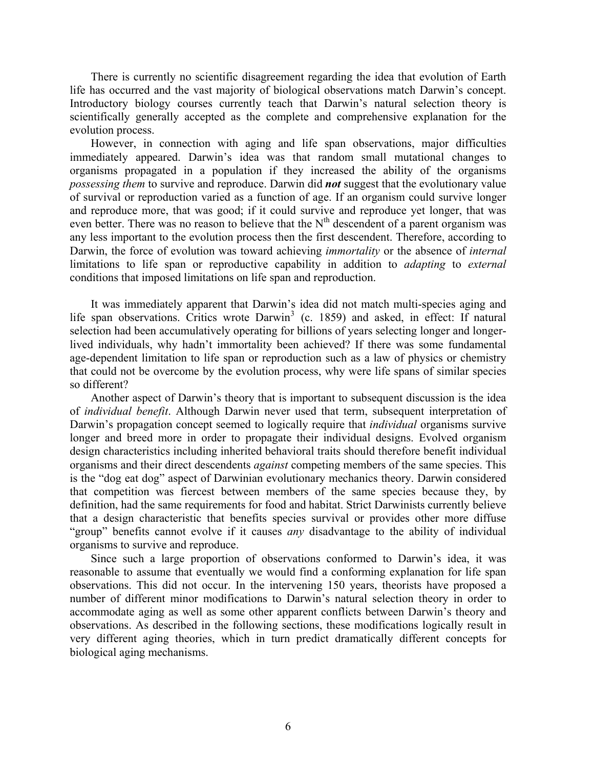There is currently no scientific disagreement regarding the idea that evolution of Earth life has occurred and the vast majority of biological observations match Darwin's concept. Introductory biology courses currently teach that Darwin's natural selection theory is scientifically generally accepted as the complete and comprehensive explanation for the evolution process.

However, in connection with aging and life span observations, major difficulties immediately appeared. Darwin's idea was that random small mutational changes to organisms propagated in a population if they increased the ability of the organisms *possessing them* to survive and reproduce. Darwin did ***not*** suggest that the evolutionary value of survival or reproduction varied as a function of age. If an organism could survive longer and reproduce more, that was good; if it could survive and reproduce yet longer, that was even better. There was no reason to believe that the $N^{th}$ descendent of a parent organism was any less important to the evolution process then the first descendent. Therefore, according to Darwin, the force of evolution was toward achieving *immortality* or the absence of *internal* limitations to life span or reproductive capability in addition to *adapting* to *external* conditions that imposed limitations on life span and reproduction.

It was immediately apparent that Darwin's idea did not match multi-species aging and life span observations. Critics wrote Darwin[3] (c. 1859) and asked, in effect: If natural selection had been accumulatively operating for billions of years selecting longer and longer-lived individuals, why hadn't immortality been achieved? If there was some fundamental age-dependent limitation to life span or reproduction such as a law of physics or chemistry that could not be overcome by the evolution process, why were life spans of similar species so different?

Another aspect of Darwin's theory that is important to subsequent discussion is the idea of *individual benefit*. Although Darwin never used that term, subsequent interpretation of Darwin's propagation concept seemed to logically require that *individual* organisms survive longer and breed more in order to propagate their individual designs. Evolved organism design characteristics including inherited behavioral traits should therefore benefit individual organisms and their direct descendents *against* competing members of the same species. This is the "dog eat dog" aspect of Darwinian evolutionary mechanics theory. Darwin considered that competition was fiercest between members of the same species because they, by definition, had the same requirements for food and habitat. Strict Darwinists currently believe that a design characteristic that benefits species survival or provides other more diffuse "group" benefits cannot evolve if it causes *any* disadvantage to the ability of individual organisms to survive and reproduce.

Since such a large proportion of observations conformed to Darwin's idea, it was reasonable to assume that eventually we would find a conforming explanation for life span observations. This did not occur. In the intervening 150 years, theorists have proposed a number of different minor modifications to Darwin's natural selection theory in order to accommodate aging as well as some other apparent conflicts between Darwin's theory and observations. As described in the following sections, these modifications logically result in very different aging theories, which in turn predict dramatically different concepts for biological aging mechanisms.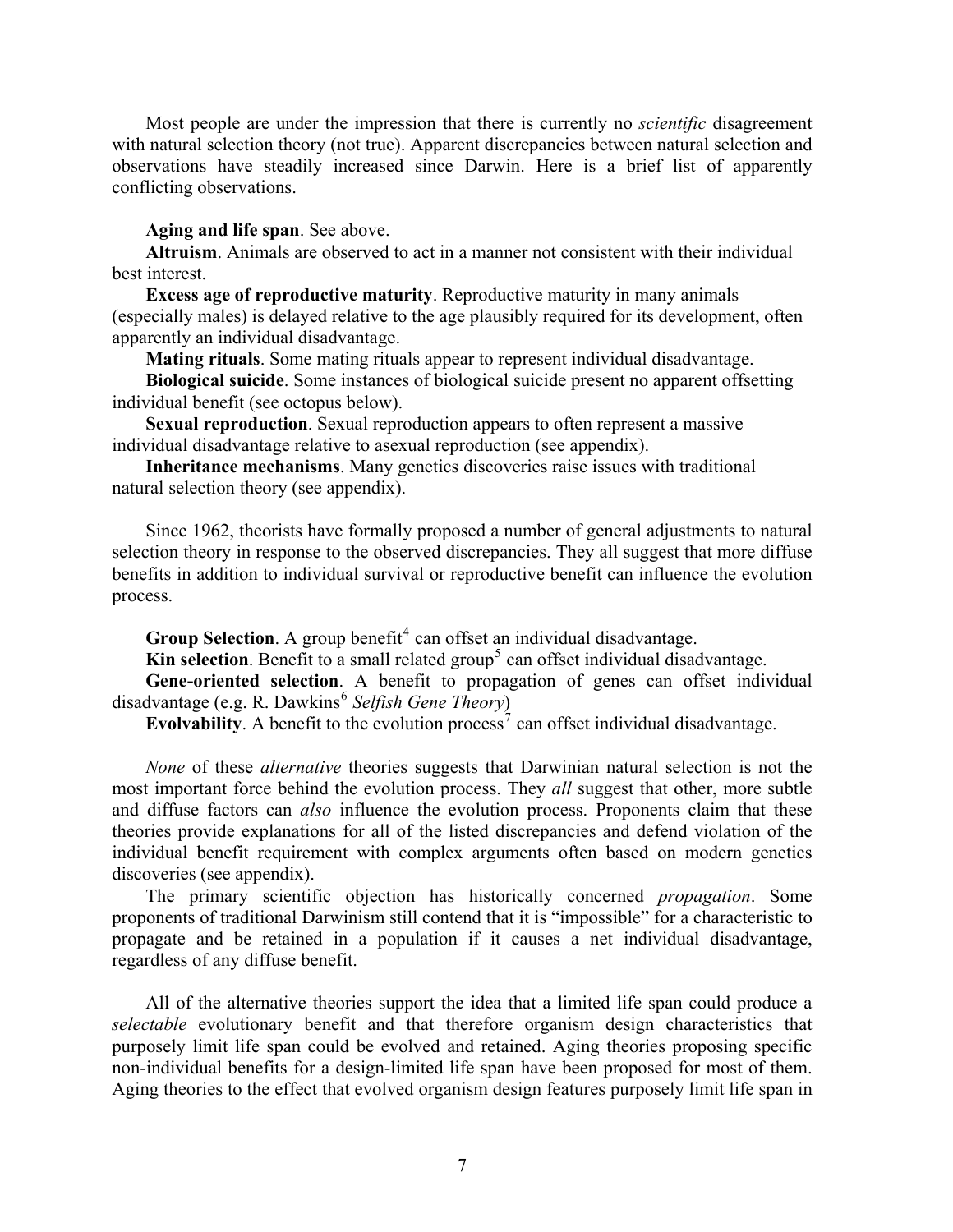Most people are under the impression that there is currently no *scientific* disagreement with natural selection theory (not true). Apparent discrepancies between natural selection and observations have steadily increased since Darwin. Here is a brief list of apparently conflicting observations.

**Aging and life span**. See above.

**Altruism**. Animals are observed to act in a manner not consistent with their individual best interest.

**Excess age of reproductive maturity**. Reproductive maturity in many animals (especially males) is delayed relative to the age plausibly required for its development, often apparently an individual disadvantage.

**Mating rituals**. Some mating rituals appear to represent individual disadvantage.

**Biological suicide**. Some instances of biological suicide present no apparent offsetting individual benefit (see octopus below).

**Sexual reproduction**. Sexual reproduction appears to often represent a massive individual disadvantage relative to asexual reproduction (see appendix).

**Inheritance mechanisms**. Many genetics discoveries raise issues with traditional natural selection theory (see appendix).

Since 1962, theorists have formally proposed a number of general adjustments to natural selection theory in response to the observed discrepancies. They all suggest that more diffuse benefits in addition to individual survival or reproductive benefit can influence the evolution process.

**Group Selection**. A group benefit[4] can offset an individual disadvantage.

**Kin selection**. Benefit to a small related group[5] can offset individual disadvantage.

**Gene-oriented selection**. A benefit to propagation of genes can offset individual disadvantage (e.g. R. Dawkins[6] *Selfish Gene Theory*)

**Evolvability**. A benefit to the evolution process[7] can offset individual disadvantage.

*None* of these *alternative* theories suggests that Darwinian natural selection is not the most important force behind the evolution process. They *all* suggest that other, more subtle and diffuse factors can *also* influence the evolution process. Proponents claim that these theories provide explanations for all of the listed discrepancies and defend violation of the individual benefit requirement with complex arguments often based on modern genetics discoveries (see appendix).

The primary scientific objection has historically concerned *propagation*. Some proponents of traditional Darwinism still contend that it is "impossible" for a characteristic to propagate and be retained in a population if it causes a net individual disadvantage, regardless of any diffuse benefit.

All of the alternative theories support the idea that a limited life span could produce a *selectable* evolutionary benefit and that therefore organism design characteristics that purposely limit life span could be evolved and retained. Aging theories proposing specific non-individual benefits for a design-limited life span have been proposed for most of them. Aging theories to the effect that evolved organism design features purposely limit life span in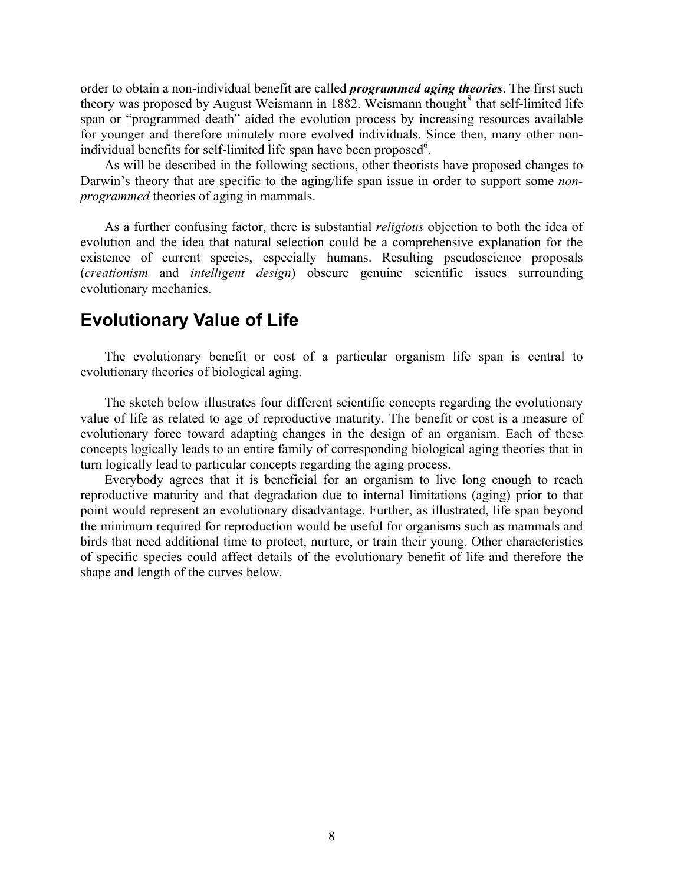order to obtain a non-individual benefit are called ***programmed aging theories***. The first such theory was proposed by August Weismann in 1882. Weismann thought[8] that self-limited life span or "programmed death" aided the evolution process by increasing resources available for younger and therefore minutely more evolved individuals. Since then, many other non-individual benefits for self-limited life span have been proposed[6].

As will be described in the following sections, other theorists have proposed changes to Darwin's theory that are specific to the aging/life span issue in order to support some *non-programmed* theories of aging in mammals.

As a further confusing factor, there is substantial *religious* objection to both the idea of evolution and the idea that natural selection could be a comprehensive explanation for the existence of current species, especially humans. Resulting pseudoscience proposals (*creationism* and *intelligent design*) obscure genuine scientific issues surrounding evolutionary mechanics.

## Evolutionary Value of Life

The evolutionary benefit or cost of a particular organism life span is central to evolutionary theories of biological aging.

The sketch below illustrates four different scientific concepts regarding the evolutionary value of life as related to age of reproductive maturity. The benefit or cost is a measure of evolutionary force toward adapting changes in the design of an organism. Each of these concepts logically leads to an entire family of corresponding biological aging theories that in turn logically lead to particular concepts regarding the aging process.

Everybody agrees that it is beneficial for an organism to live long enough to reach reproductive maturity and that degradation due to internal limitations (aging) prior to that point would represent an evolutionary disadvantage. Further, as illustrated, life span beyond the minimum required for reproduction would be useful for organisms such as mammals and birds that need additional time to protect, nurture, or train their young. Other characteristics of specific species could affect details of the evolutionary benefit of life and therefore the shape and length of the curves below.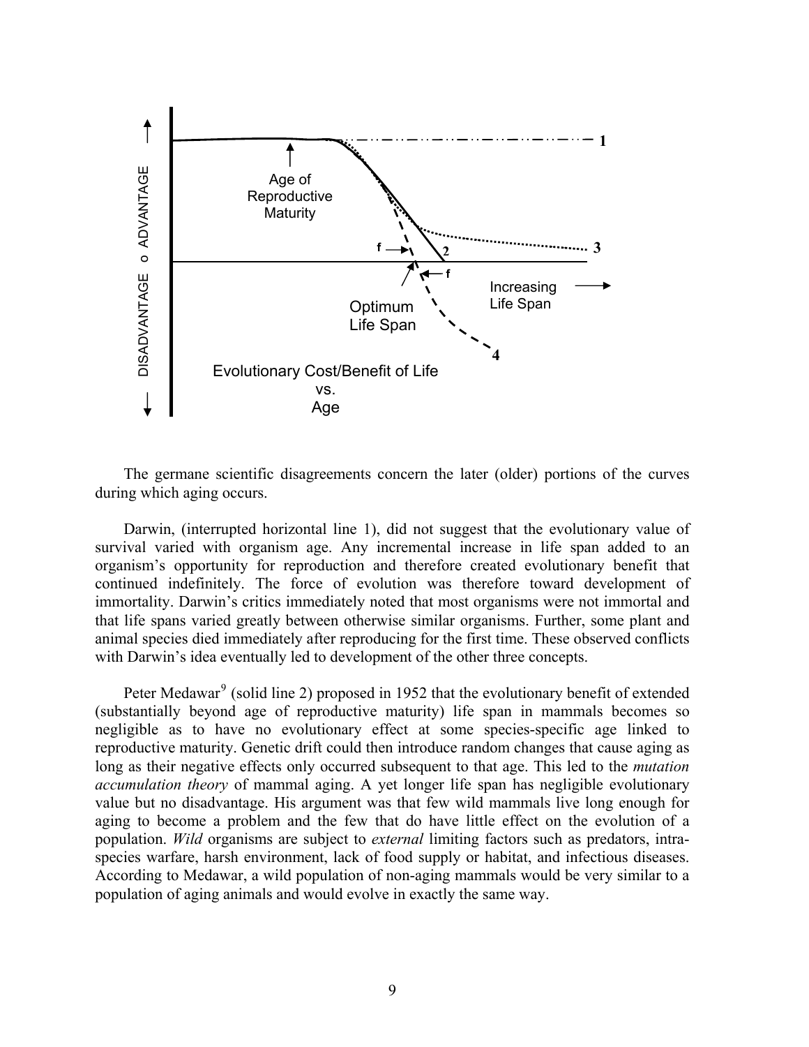The germane scientific disagreements concern the later (older) portions of the curves during which aging occurs.

Darwin, (interrupted horizontal line 1), did not suggest that the evolutionary value of survival varied with organism age. Any incremental increase in life span added to an organism's opportunity for reproduction and therefore created evolutionary benefit that continued indefinitely. The force of evolution was therefore toward development of immortality. Darwin's critics immediately noted that most organisms were not immortal and that life spans varied greatly between otherwise similar organisms. Further, some plant and animal species died immediately after reproducing for the first time. These observed conflicts with Darwin's idea eventually led to development of the other three concepts.

Peter Medawar[9] (solid line 2) proposed in 1952 that the evolutionary benefit of extended (substantially beyond age of reproductive maturity) life span in mammals becomes so negligible as to have no evolutionary effect at some species-specific age linked to reproductive maturity. Genetic drift could then introduce random changes that cause aging as long as their negative effects only occurred subsequent to that age. This led to the *mutation accumulation theory* of mammal aging. A yet longer life span has negligible evolutionary value but no disadvantage. His argument was that few wild mammals live long enough for aging to become a problem and the few that do have little effect on the evolution of a population. *Wild* organisms are subject to *external* limiting factors such as predators, intra-species warfare, harsh environment, lack of food supply or habitat, and infectious diseases. According to Medawar, a wild population of non-aging mammals would be very similar to a population of aging animals and would evolve in exactly the same way.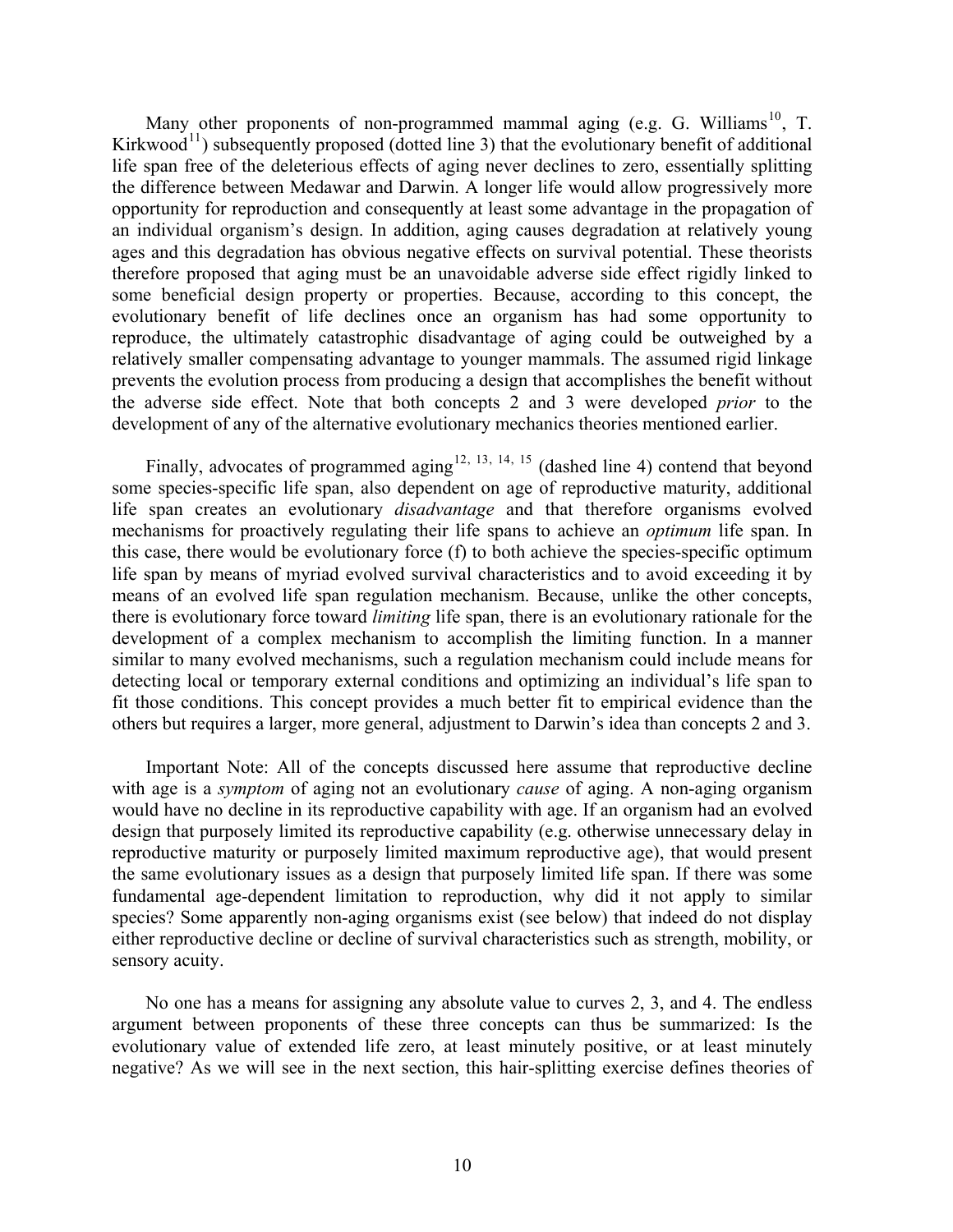Many other proponents of non-programmed mammal aging (e.g. G. Williams[10], T. Kirkwood[11]) subsequently proposed (dotted line 3) that the evolutionary benefit of additional life span free of the deleterious effects of aging never declines to zero, essentially splitting the difference between Medawar and Darwin. A longer life would allow progressively more opportunity for reproduction and consequently at least some advantage in the propagation of an individual organism's design. In addition, aging causes degradation at relatively young ages and this degradation has obvious negative effects on survival potential. These theorists therefore proposed that aging must be an unavoidable adverse side effect rigidly linked to some beneficial design property or properties. Because, according to this concept, the evolutionary benefit of life declines once an organism has had some opportunity to reproduce, the ultimately catastrophic disadvantage of aging could be outweighed by a relatively smaller compensating advantage to younger mammals. The assumed rigid linkage prevents the evolution process from producing a design that accomplishes the benefit without the adverse side effect. Note that both concepts 2 and 3 were developed *prior* to the development of any of the alternative evolutionary mechanics theories mentioned earlier.

Finally, advocates of programmed aging[12, 13, 14, 15] (dashed line 4) contend that beyond some species-specific life span, also dependent on age of reproductive maturity, additional life span creates an evolutionary *disadvantage* and that therefore organisms evolved mechanisms for proactively regulating their life spans to achieve an *optimum* life span. In this case, there would be evolutionary force (f) to both achieve the species-specific optimum life span by means of myriad evolved survival characteristics and to avoid exceeding it by means of an evolved life span regulation mechanism. Because, unlike the other concepts, there is evolutionary force toward *limiting* life span, there is an evolutionary rationale for the development of a complex mechanism to accomplish the limiting function. In a manner similar to many evolved mechanisms, such a regulation mechanism could include means for detecting local or temporary external conditions and optimizing an individual's life span to fit those conditions. This concept provides a much better fit to empirical evidence than the others but requires a larger, more general, adjustment to Darwin's idea than concepts 2 and 3.

Important Note: All of the concepts discussed here assume that reproductive decline with age is a *symptom* of aging not an evolutionary *cause* of aging. A non-aging organism would have no decline in its reproductive capability with age. If an organism had an evolved design that purposely limited its reproductive capability (e.g. otherwise unnecessary delay in reproductive maturity or purposely limited maximum reproductive age), that would present the same evolutionary issues as a design that purposely limited life span. If there was some fundamental age-dependent limitation to reproduction, why did it not apply to similar species? Some apparently non-aging organisms exist (see below) that indeed do not display either reproductive decline or decline of survival characteristics such as strength, mobility, or sensory acuity.

No one has a means for assigning any absolute value to curves 2, 3, and 4. The endless argument between proponents of these three concepts can thus be summarized: Is the evolutionary value of extended life zero, at least minutely positive, or at least minutely negative? As we will see in the next section, this hair-splitting exercise defines theories of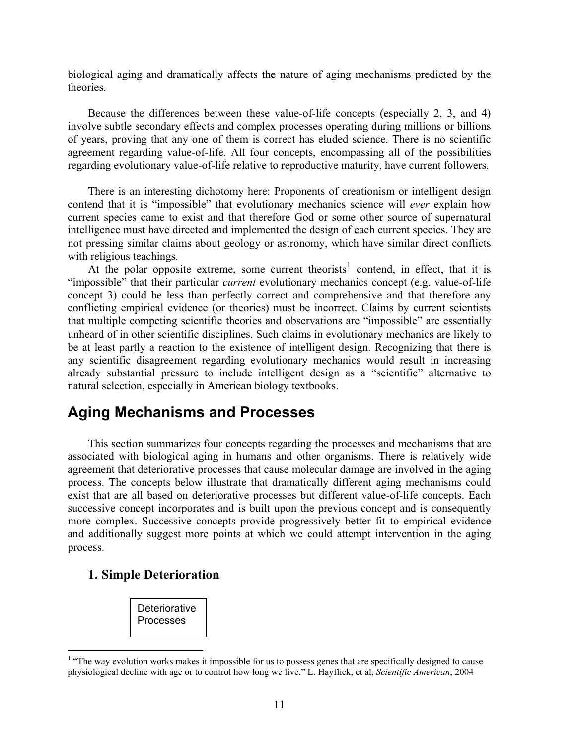biological aging and dramatically affects the nature of aging mechanisms predicted by the theories.

Because the differences between these value-of-life concepts (especially 2, 3, and 4) involve subtle secondary effects and complex processes operating during millions or billions of years, proving that any one of them is correct has eluded science. There is no scientific agreement regarding value-of-life. All four concepts, encompassing all of the possibilities regarding evolutionary value-of-life relative to reproductive maturity, have current followers.

There is an interesting dichotomy here: Proponents of creationism or intelligent design contend that it is "impossible" that evolutionary mechanics science will *ever* explain how current species came to exist and that therefore God or some other source of supernatural intelligence must have directed and implemented the design of each current species. They are not pressing similar claims about geology or astronomy, which have similar direct conflicts with religious teachings.

At the polar opposite extreme, some current theorists[1] contend, in effect, that it is "impossible" that their particular *current* evolutionary mechanics concept (e.g. value-of-life concept 3) could be less than perfectly correct and comprehensive and that therefore any conflicting empirical evidence (or theories) must be incorrect. Claims by current scientists that multiple competing scientific theories and observations are "impossible" are essentially unheard of in other scientific disciplines. Such claims in evolutionary mechanics are likely to be at least partly a reaction to the existence of intelligent design. Recognizing that there is any scientific disagreement regarding evolutionary mechanics would result in increasing already substantial pressure to include intelligent design as a "scientific" alternative to natural selection, especially in American biology textbooks.

## Aging Mechanisms and Processes

This section summarizes four concepts regarding the processes and mechanisms that are associated with biological aging in humans and other organisms. There is relatively wide agreement that deteriorative processes that cause molecular damage are involved in the aging process. The concepts below illustrate that dramatically different aging mechanisms could exist that are all based on deteriorative processes but different value-of-life concepts. Each successive concept incorporates and is built upon the previous concept and is consequently more complex. Successive concepts provide progressively better fit to empirical evidence and additionally suggest more points at which we could attempt intervention in the aging process.

### 1. Simple Deterioration

Deteriorative Processes

---

[1] "The way evolution works makes it impossible for us to possess genes that are specifically designed to cause physiological decline with age or to control how long we live." L. Hayflick, et al, *Scientific American*, 2004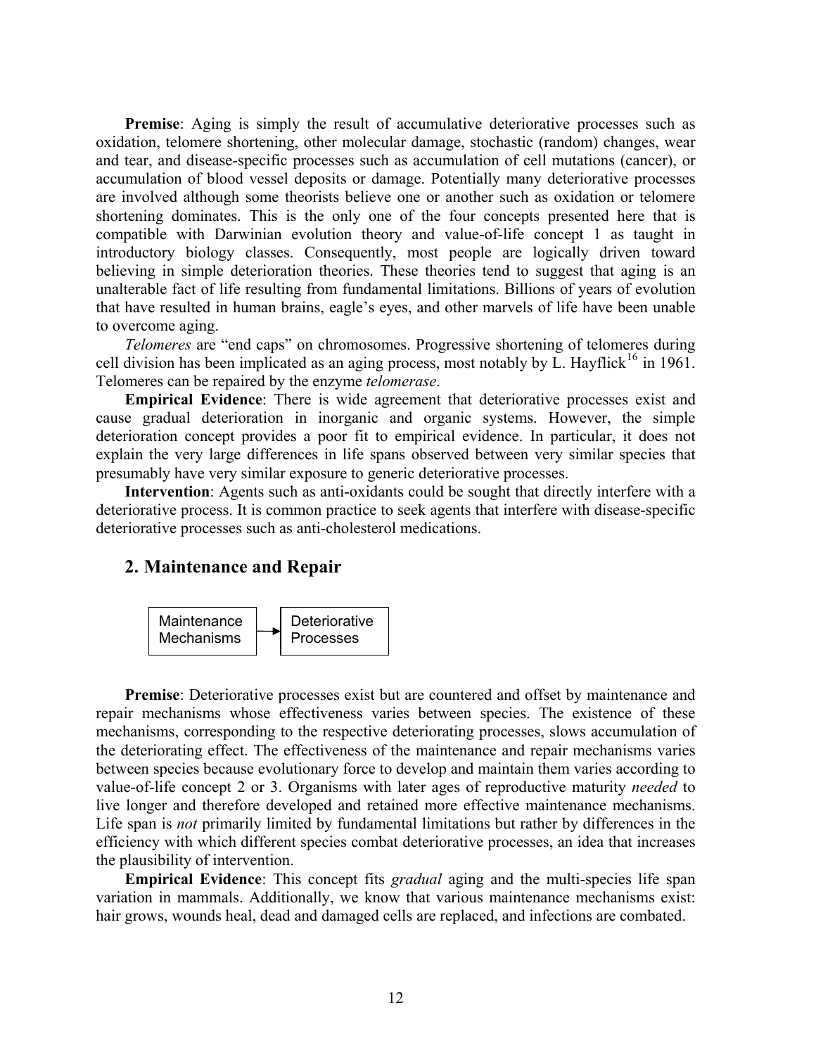**Premise**: Aging is simply the result of accumulative deteriorative processes such as oxidation, telomere shortening, other molecular damage, stochastic (random) changes, wear and tear, and disease-specific processes such as accumulation of cell mutations (cancer), or accumulation of blood vessel deposits or damage. Potentially many deteriorative processes are involved although some theorists believe one or another such as oxidation or telomere shortening dominates. This is the only one of the four concepts presented here that is compatible with Darwinian evolution theory and value-of-life concept 1 as taught in introductory biology classes. Consequently, most people are logically driven toward believing in simple deterioration theories. These theories tend to suggest that aging is an unalterable fact of life resulting from fundamental limitations. Billions of years of evolution that have resulted in human brains, eagle's eyes, and other marvels of life have been unable to overcome aging.

*Telomeres* are "end caps" on chromosomes. Progressive shortening of telomeres during cell division has been implicated as an aging process, most notably by L. Hayflick[16] in 1961. Telomeres can be repaired by the enzyme *telomerase*.

**Empirical Evidence**: There is wide agreement that deteriorative processes exist and cause gradual deterioration in inorganic and organic systems. However, the simple deterioration concept provides a poor fit to empirical evidence. In particular, it does not explain the very large differences in life spans observed between very similar species that presumably have very similar exposure to generic deteriorative processes.

**Intervention**: Agents such as anti-oxidants could be sought that directly interfere with a deteriorative process. It is common practice to seek agents that interfere with disease-specific deteriorative processes such as anti-cholesterol medications.

## 2. Maintenance and Repair

Maintenance Mechanisms → Deteriorative Processes

**Premise**: Deteriorative processes exist but are countered and offset by maintenance and repair mechanisms whose effectiveness varies between species. The existence of these mechanisms, corresponding to the respective deteriorating processes, slows accumulation of the deteriorating effect. The effectiveness of the maintenance and repair mechanisms varies between species because evolutionary force to develop and maintain them varies according to value-of-life concept 2 or 3. Organisms with later ages of reproductive maturity *needed* to live longer and therefore developed and retained more effective maintenance mechanisms. Life span is *not* primarily limited by fundamental limitations but rather by differences in the efficiency with which different species combat deteriorative processes, an idea that increases the plausibility of intervention.

**Empirical Evidence**: This concept fits *gradual* aging and the multi-species life span variation in mammals. Additionally, we know that various maintenance mechanisms exist: hair grows, wounds heal, dead and damaged cells are replaced, and infections are combated.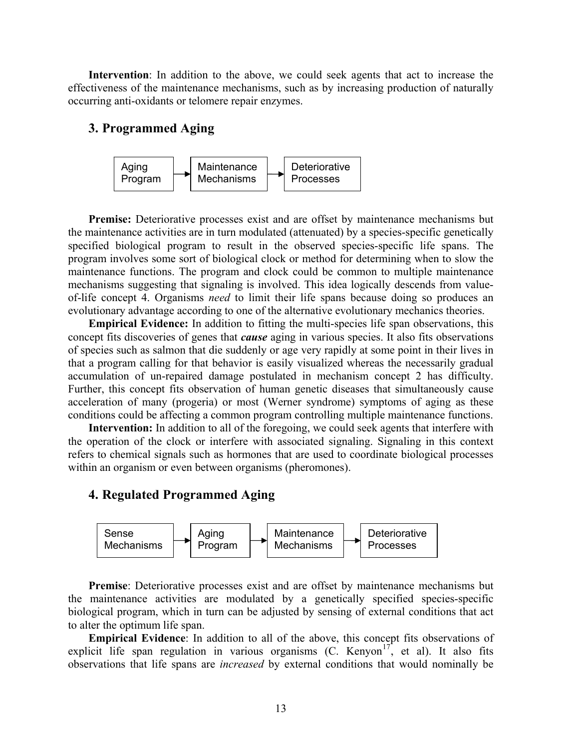**Intervention**: In addition to the above, we could seek agents that act to increase the effectiveness of the maintenance mechanisms, such as by increasing production of naturally occurring anti-oxidants or telomere repair enzymes.

## 3. Programmed Aging

Aging Program → Maintenance Mechanisms → Deteriorative Processes

**Premise:** Deteriorative processes exist and are offset by maintenance mechanisms but the maintenance activities are in turn modulated (attenuated) by a species-specific genetically specified biological program to result in the observed species-specific life spans. The program involves some sort of biological clock or method for determining when to slow the maintenance functions. The program and clock could be common to multiple maintenance mechanisms suggesting that signaling is involved. This idea logically descends from value-of-life concept 4. Organisms *need* to limit their life spans because doing so produces an evolutionary advantage according to one of the alternative evolutionary mechanics theories.

**Empirical Evidence:** In addition to fitting the multi-species life span observations, this concept fits discoveries of genes that ***cause*** aging in various species. It also fits observations of species such as salmon that die suddenly or age very rapidly at some point in their lives in that a program calling for that behavior is easily visualized whereas the necessarily gradual accumulation of un-repaired damage postulated in mechanism concept 2 has difficulty. Further, this concept fits observation of human genetic diseases that simultaneously cause acceleration of many (progeria) or most (Werner syndrome) symptoms of aging as these conditions could be affecting a common program controlling multiple maintenance functions.

**Intervention:** In addition to all of the foregoing, we could seek agents that interfere with the operation of the clock or interfere with associated signaling. Signaling in this context refers to chemical signals such as hormones that are used to coordinate biological processes within an organism or even between organisms (pheromones).

## 4. Regulated Programmed Aging

Sense Mechanisms → Aging Program → Maintenance Mechanisms → Deteriorative Processes

**Premise**: Deteriorative processes exist and are offset by maintenance mechanisms but the maintenance activities are modulated by a genetically specified species-specific biological program, which in turn can be adjusted by sensing of external conditions that act to alter the optimum life span.

**Empirical Evidence**: In addition to all of the above, this concept fits observations of explicit life span regulation in various organisms (C. Kenyon[17], et al). It also fits observations that life spans are *increased* by external conditions that would nominally be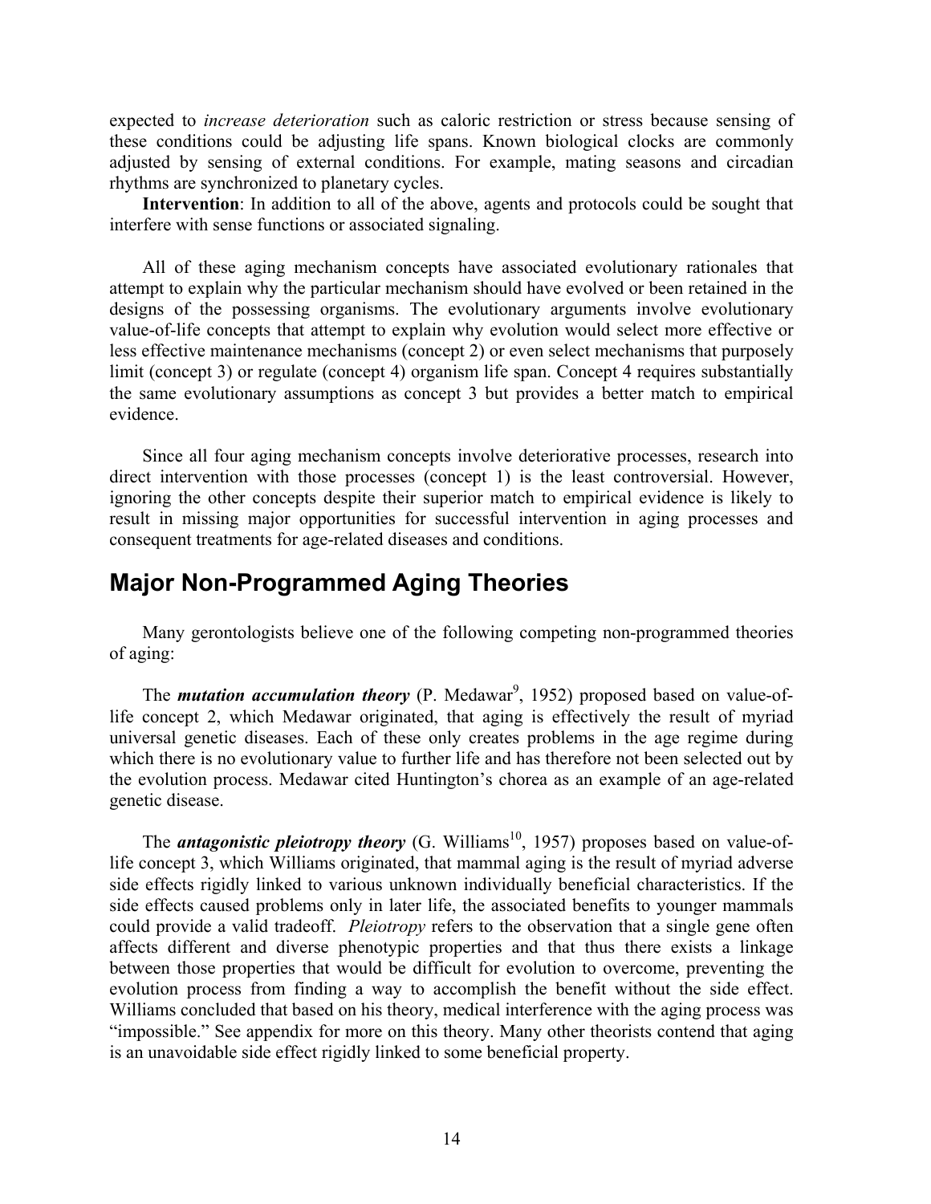expected to *increase deterioration* such as caloric restriction or stress because sensing of these conditions could be adjusting life spans. Known biological clocks are commonly adjusted by sensing of external conditions. For example, mating seasons and circadian rhythms are synchronized to planetary cycles.

**Intervention**: In addition to all of the above, agents and protocols could be sought that interfere with sense functions or associated signaling.

All of these aging mechanism concepts have associated evolutionary rationales that attempt to explain why the particular mechanism should have evolved or been retained in the designs of the possessing organisms. The evolutionary arguments involve evolutionary value-of-life concepts that attempt to explain why evolution would select more effective or less effective maintenance mechanisms (concept 2) or even select mechanisms that purposely limit (concept 3) or regulate (concept 4) organism life span. Concept 4 requires substantially the same evolutionary assumptions as concept 3 but provides a better match to empirical evidence.

Since all four aging mechanism concepts involve deteriorative processes, research into direct intervention with those processes (concept 1) is the least controversial. However, ignoring the other concepts despite their superior match to empirical evidence is likely to result in missing major opportunities for successful intervention in aging processes and consequent treatments for age-related diseases and conditions.

## Major Non-Programmed Aging Theories

Many gerontologists believe one of the following competing non-programmed theories of aging:

The ***mutation accumulation theory*** (P. Medawar[9], 1952) proposed based on value-of-life concept 2, which Medawar originated, that aging is effectively the result of myriad universal genetic diseases. Each of these only creates problems in the age regime during which there is no evolutionary value to further life and has therefore not been selected out by the evolution process. Medawar cited Huntington's chorea as an example of an age-related genetic disease.

The ***antagonistic pleiotropy theory*** (G. Williams[10], 1957) proposes based on value-of-life concept 3, which Williams originated, that mammal aging is the result of myriad adverse side effects rigidly linked to various unknown individually beneficial characteristics. If the side effects caused problems only in later life, the associated benefits to younger mammals could provide a valid tradeoff. *Pleiotropy* refers to the observation that a single gene often affects different and diverse phenotypic properties and that thus there exists a linkage between those properties that would be difficult for evolution to overcome, preventing the evolution process from finding a way to accomplish the benefit without the side effect. Williams concluded that based on his theory, medical interference with the aging process was "impossible." See appendix for more on this theory. Many other theorists contend that aging is an unavoidable side effect rigidly linked to some beneficial property.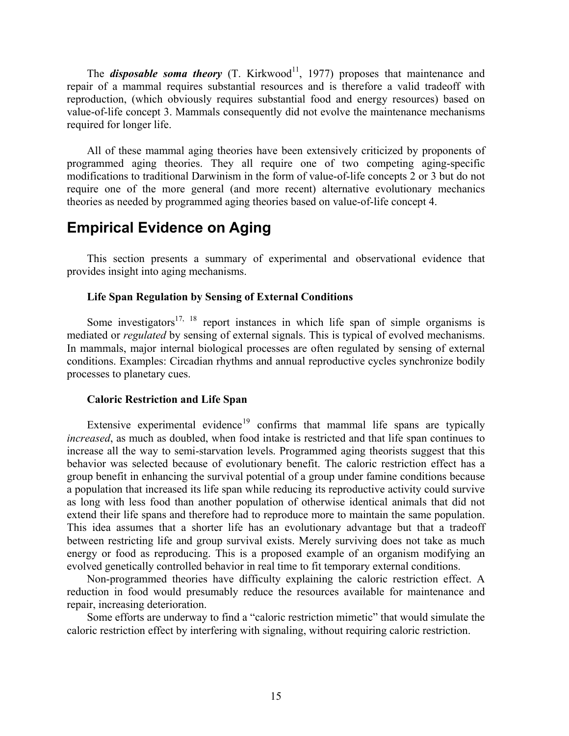The ***disposable soma theory*** (T. Kirkwood[11], 1977) proposes that maintenance and repair of a mammal requires substantial resources and is therefore a valid tradeoff with reproduction, (which obviously requires substantial food and energy resources) based on value-of-life concept 3. Mammals consequently did not evolve the maintenance mechanisms required for longer life.

All of these mammal aging theories have been extensively criticized by proponents of programmed aging theories. They all require one of two competing aging-specific modifications to traditional Darwinism in the form of value-of-life concepts 2 or 3 but do not require one of the more general (and more recent) alternative evolutionary mechanics theories as needed by programmed aging theories based on value-of-life concept 4.

## Empirical Evidence on Aging

This section presents a summary of experimental and observational evidence that provides insight into aging mechanisms.

### Life Span Regulation by Sensing of External Conditions

Some investigators[17, 18] report instances in which life span of simple organisms is mediated or *regulated* by sensing of external signals. This is typical of evolved mechanisms. In mammals, major internal biological processes are often regulated by sensing of external conditions. Examples: Circadian rhythms and annual reproductive cycles synchronize bodily processes to planetary cues.

### Caloric Restriction and Life Span

Extensive experimental evidence[19] confirms that mammal life spans are typically *increased*, as much as doubled, when food intake is restricted and that life span continues to increase all the way to semi-starvation levels. Programmed aging theorists suggest that this behavior was selected because of evolutionary benefit. The caloric restriction effect has a group benefit in enhancing the survival potential of a group under famine conditions because a population that increased its life span while reducing its reproductive activity could survive as long with less food than another population of otherwise identical animals that did not extend their life spans and therefore had to reproduce more to maintain the same population. This idea assumes that a shorter life has an evolutionary advantage but that a tradeoff between restricting life and group survival exists. Merely surviving does not take as much energy or food as reproducing. This is a proposed example of an organism modifying an evolved genetically controlled behavior in real time to fit temporary external conditions.

Non-programmed theories have difficulty explaining the caloric restriction effect. A reduction in food would presumably reduce the resources available for maintenance and repair, increasing deterioration.

Some efforts are underway to find a "caloric restriction mimetic" that would simulate the caloric restriction effect by interfering with signaling, without requiring caloric restriction.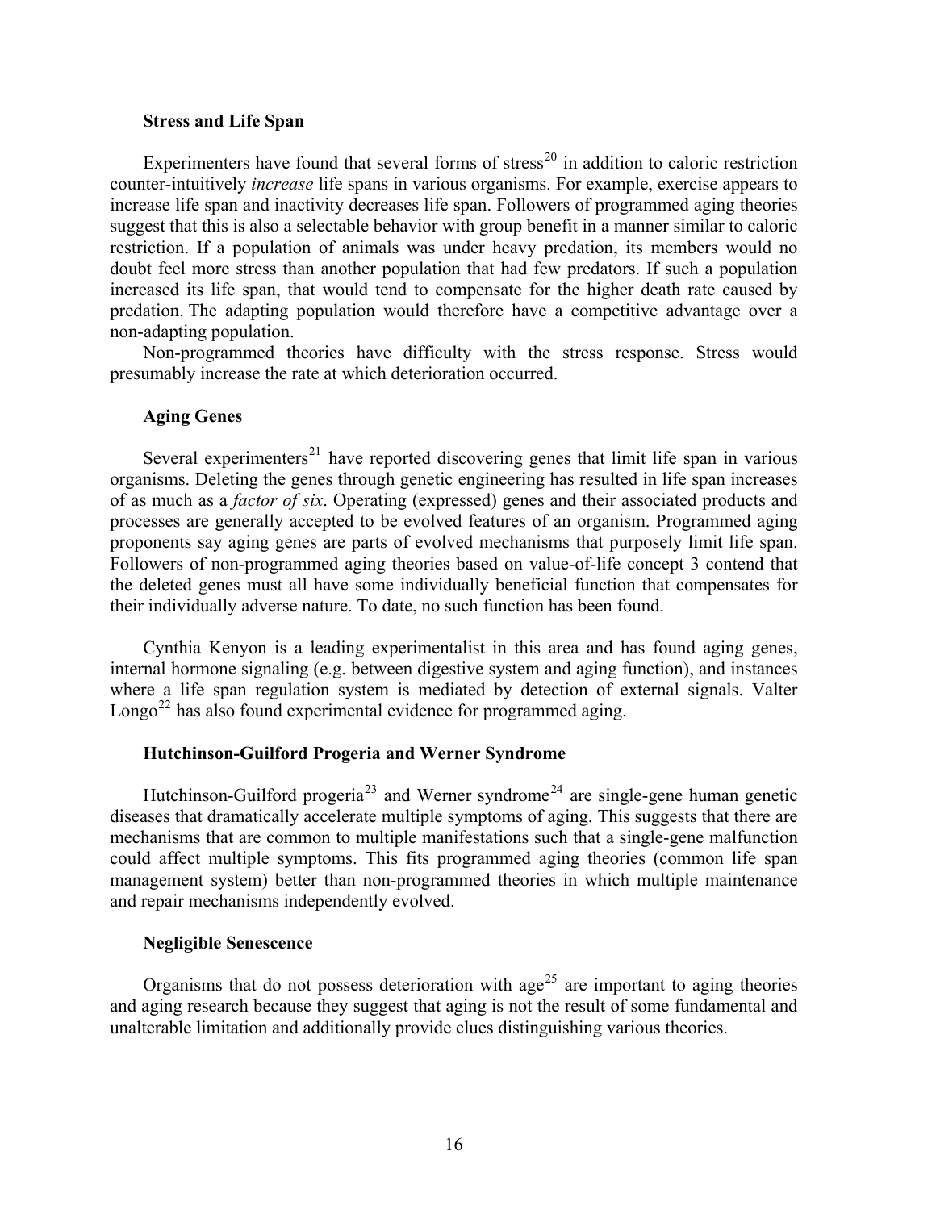### Stress and Life Span

Experimenters have found that several forms of stress[20] in addition to caloric restriction counter-intuitively *increase* life spans in various organisms. For example, exercise appears to increase life span and inactivity decreases life span. Followers of programmed aging theories suggest that this is also a selectable behavior with group benefit in a manner similar to caloric restriction. If a population of animals was under heavy predation, its members would no doubt feel more stress than another population that had few predators. If such a population increased its life span, that would tend to compensate for the higher death rate caused by predation. The adapting population would therefore have a competitive advantage over a non-adapting population.

Non-programmed theories have difficulty with the stress response. Stress would presumably increase the rate at which deterioration occurred.

### Aging Genes

Several experimenters[21] have reported discovering genes that limit life span in various organisms. Deleting the genes through genetic engineering has resulted in life span increases of as much as a *factor of six*. Operating (expressed) genes and their associated products and processes are generally accepted to be evolved features of an organism. Programmed aging proponents say aging genes are parts of evolved mechanisms that purposely limit life span. Followers of non-programmed aging theories based on value-of-life concept 3 contend that the deleted genes must all have some individually beneficial function that compensates for their individually adverse nature. To date, no such function has been found.

Cynthia Kenyon is a leading experimentalist in this area and has found aging genes, internal hormone signaling (e.g. between digestive system and aging function), and instances where a life span regulation system is mediated by detection of external signals. Valter Longo[22] has also found experimental evidence for programmed aging.

### Hutchinson-Guilford Progeria and Werner Syndrome

Hutchinson-Guilford progeria[23] and Werner syndrome[24] are single-gene human genetic diseases that dramatically accelerate multiple symptoms of aging. This suggests that there are mechanisms that are common to multiple manifestations such that a single-gene malfunction could affect multiple symptoms. This fits programmed aging theories (common life span management system) better than non-programmed theories in which multiple maintenance and repair mechanisms independently evolved.

### Negligible Senescence

Organisms that do not possess deterioration with age[25] are important to aging theories and aging research because they suggest that aging is not the result of some fundamental and unalterable limitation and additionally provide clues distinguishing various theories.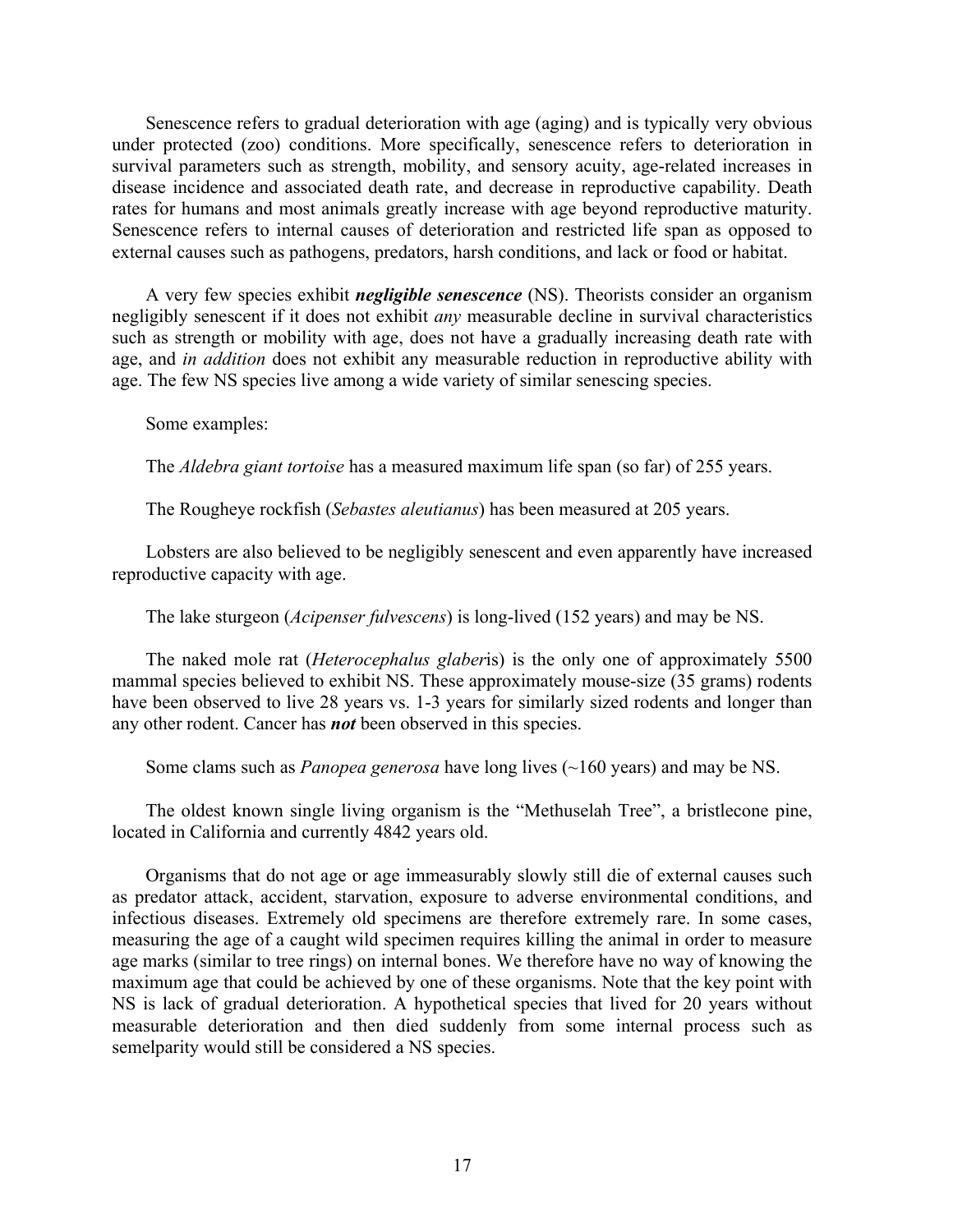Senescence refers to gradual deterioration with age (aging) and is typically very obvious under protected (zoo) conditions. More specifically, senescence refers to deterioration in survival parameters such as strength, mobility, and sensory acuity, age-related increases in disease incidence and associated death rate, and decrease in reproductive capability. Death rates for humans and most animals greatly increase with age beyond reproductive maturity. Senescence refers to internal causes of deterioration and restricted life span as opposed to external causes such as pathogens, predators, harsh conditions, and lack or food or habitat.

A very few species exhibit ***negligible senescence*** (NS). Theorists consider an organism negligibly senescent if it does not exhibit *any* measurable decline in survival characteristics such as strength or mobility with age, does not have a gradually increasing death rate with age, and *in addition* does not exhibit any measurable reduction in reproductive ability with age. The few NS species live among a wide variety of similar senescing species.

Some examples:

The *Aldebra giant tortoise* has a measured maximum life span (so far) of 255 years.

The Rougheye rockfish (*Sebastes aleutianus*) has been measured at 205 years.

Lobsters are also believed to be negligibly senescent and even apparently have increased reproductive capacity with age.

The lake sturgeon (*Acipenser fulvescens*) is long-lived (152 years) and may be NS.

The naked mole rat (*Heterocephalus glaber*is) is the only one of approximately 5500 mammal species believed to exhibit NS. These approximately mouse-size (35 grams) rodents have been observed to live 28 years vs. 1-3 years for similarly sized rodents and longer than any other rodent. Cancer has ***not*** been observed in this species.

Some clams such as *Panopea generosa* have long lives (~160 years) and may be NS.

The oldest known single living organism is the "Methuselah Tree", a bristlecone pine, located in California and currently 4842 years old.

Organisms that do not age or age immeasurably slowly still die of external causes such as predator attack, accident, starvation, exposure to adverse environmental conditions, and infectious diseases. Extremely old specimens are therefore extremely rare. In some cases, measuring the age of a caught wild specimen requires killing the animal in order to measure age marks (similar to tree rings) on internal bones. We therefore have no way of knowing the maximum age that could be achieved by one of these organisms. Note that the key point with NS is lack of gradual deterioration. A hypothetical species that lived for 20 years without measurable deterioration and then died suddenly from some internal process such as semelparity would still be considered a NS species.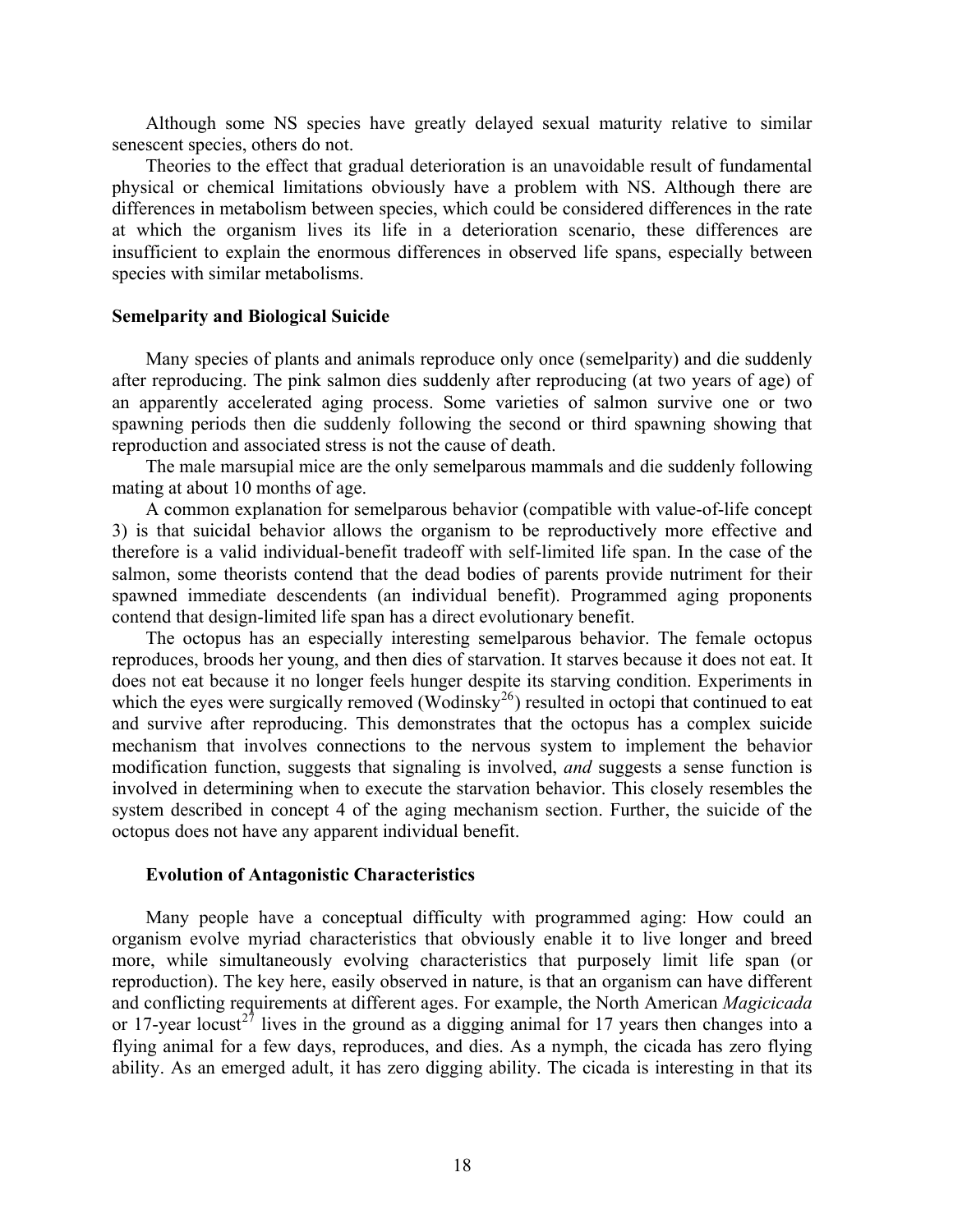Although some NS species have greatly delayed sexual maturity relative to similar senescent species, others do not.

Theories to the effect that gradual deterioration is an unavoidable result of fundamental physical or chemical limitations obviously have a problem with NS. Although there are differences in metabolism between species, which could be considered differences in the rate at which the organism lives its life in a deterioration scenario, these differences are insufficient to explain the enormous differences in observed life spans, especially between species with similar metabolisms.

### Semelparity and Biological Suicide

Many species of plants and animals reproduce only once (semelparity) and die suddenly after reproducing. The pink salmon dies suddenly after reproducing (at two years of age) of an apparently accelerated aging process. Some varieties of salmon survive one or two spawning periods then die suddenly following the second or third spawning showing that reproduction and associated stress is not the cause of death.

The male marsupial mice are the only semelparous mammals and die suddenly following mating at about 10 months of age.

A common explanation for semelparous behavior (compatible with value-of-life concept 3) is that suicidal behavior allows the organism to be reproductively more effective and therefore is a valid individual-benefit tradeoff with self-limited life span. In the case of the salmon, some theorists contend that the dead bodies of parents provide nutriment for their spawned immediate descendents (an individual benefit). Programmed aging proponents contend that design-limited life span has a direct evolutionary benefit.

The octopus has an especially interesting semelparous behavior. The female octopus reproduces, broods her young, and then dies of starvation. It starves because it does not eat. It does not eat because it no longer feels hunger despite its starving condition. Experiments in which the eyes were surgically removed (Wodinsky[26]) resulted in octopi that continued to eat and survive after reproducing. This demonstrates that the octopus has a complex suicide mechanism that involves connections to the nervous system to implement the behavior modification function, suggests that signaling is involved, *and* suggests a sense function is involved in determining when to execute the starvation behavior. This closely resembles the system described in concept 4 of the aging mechanism section. Further, the suicide of the octopus does not have any apparent individual benefit.

### Evolution of Antagonistic Characteristics

Many people have a conceptual difficulty with programmed aging: How could an organism evolve myriad characteristics that obviously enable it to live longer and breed more, while simultaneously evolving characteristics that purposely limit life span (or reproduction). The key here, easily observed in nature, is that an organism can have different and conflicting requirements at different ages. For example, the North American *Magicicada* or 17-year locust[27] lives in the ground as a digging animal for 17 years then changes into a flying animal for a few days, reproduces, and dies. As a nymph, the cicada has zero flying ability. As an emerged adult, it has zero digging ability. The cicada is interesting in that its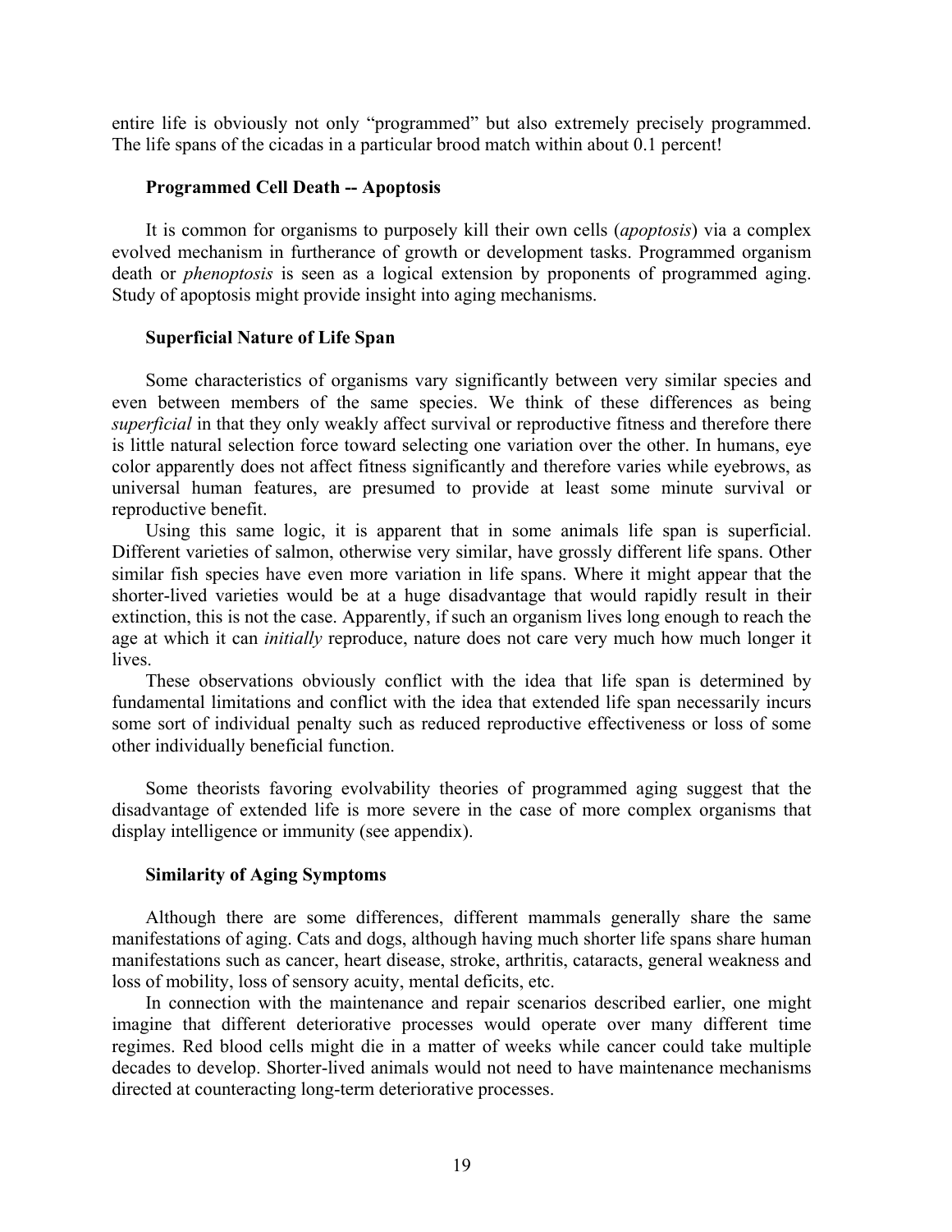entire life is obviously not only "programmed" but also extremely precisely programmed. The life spans of the cicadas in a particular brood match within about 0.1 percent!

### Programmed Cell Death -- Apoptosis

It is common for organisms to purposely kill their own cells (*apoptosis*) via a complex evolved mechanism in furtherance of growth or development tasks. Programmed organism death or *phenoptosis* is seen as a logical extension by proponents of programmed aging. Study of apoptosis might provide insight into aging mechanisms.

### Superficial Nature of Life Span

Some characteristics of organisms vary significantly between very similar species and even between members of the same species. We think of these differences as being *superficial* in that they only weakly affect survival or reproductive fitness and therefore there is little natural selection force toward selecting one variation over the other. In humans, eye color apparently does not affect fitness significantly and therefore varies while eyebrows, as universal human features, are presumed to provide at least some minute survival or reproductive benefit.

Using this same logic, it is apparent that in some animals life span is superficial. Different varieties of salmon, otherwise very similar, have grossly different life spans. Other similar fish species have even more variation in life spans. Where it might appear that the shorter-lived varieties would be at a huge disadvantage that would rapidly result in their extinction, this is not the case. Apparently, if such an organism lives long enough to reach the age at which it can *initially* reproduce, nature does not care very much how much longer it lives.

These observations obviously conflict with the idea that life span is determined by fundamental limitations and conflict with the idea that extended life span necessarily incurs some sort of individual penalty such as reduced reproductive effectiveness or loss of some other individually beneficial function.

Some theorists favoring evolvability theories of programmed aging suggest that the disadvantage of extended life is more severe in the case of more complex organisms that display intelligence or immunity (see appendix).

### Similarity of Aging Symptoms

Although there are some differences, different mammals generally share the same manifestations of aging. Cats and dogs, although having much shorter life spans share human manifestations such as cancer, heart disease, stroke, arthritis, cataracts, general weakness and loss of mobility, loss of sensory acuity, mental deficits, etc.

In connection with the maintenance and repair scenarios described earlier, one might imagine that different deteriorative processes would operate over many different time regimes. Red blood cells might die in a matter of weeks while cancer could take multiple decades to develop. Shorter-lived animals would not need to have maintenance mechanisms directed at counteracting long-term deteriorative processes.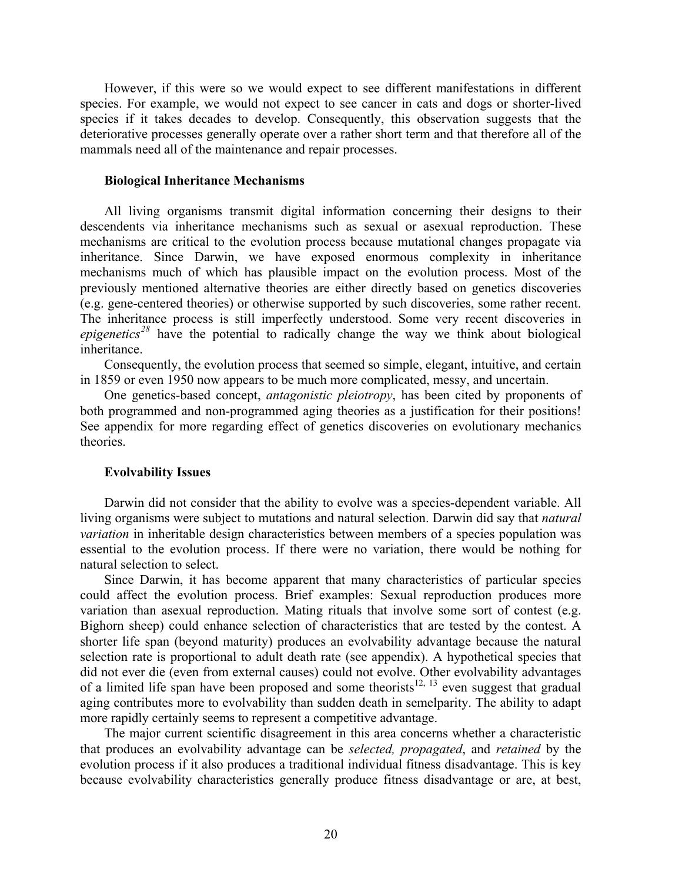However, if this were so we would expect to see different manifestations in different species. For example, we would not expect to see cancer in cats and dogs or shorter-lived species if it takes decades to develop. Consequently, this observation suggests that the deteriorative processes generally operate over a rather short term and that therefore all of the mammals need all of the maintenance and repair processes.

**Biological Inheritance Mechanisms**

All living organisms transmit digital information concerning their designs to their descendents via inheritance mechanisms such as sexual or asexual reproduction. These mechanisms are critical to the evolution process because mutational changes propagate via inheritance. Since Darwin, we have exposed enormous complexity in inheritance mechanisms much of which has plausible impact on the evolution process. Most of the previously mentioned alternative theories are either directly based on genetics discoveries (e.g. gene-centered theories) or otherwise supported by such discoveries, some rather recent. The inheritance process is still imperfectly understood. Some very recent discoveries in *epigenetics*[28] have the potential to radically change the way we think about biological inheritance.

Consequently, the evolution process that seemed so simple, elegant, intuitive, and certain in 1859 or even 1950 now appears to be much more complicated, messy, and uncertain.

One genetics-based concept, *antagonistic pleiotropy*, has been cited by proponents of both programmed and non-programmed aging theories as a justification for their positions! See appendix for more regarding effect of genetics discoveries on evolutionary mechanics theories.

**Evolvability Issues**

Darwin did not consider that the ability to evolve was a species-dependent variable. All living organisms were subject to mutations and natural selection. Darwin did say that *natural variation* in inheritable design characteristics between members of a species population was essential to the evolution process. If there were no variation, there would be nothing for natural selection to select.

Since Darwin, it has become apparent that many characteristics of particular species could affect the evolution process. Brief examples: Sexual reproduction produces more variation than asexual reproduction. Mating rituals that involve some sort of contest (e.g. Bighorn sheep) could enhance selection of characteristics that are tested by the contest. A shorter life span (beyond maturity) produces an evolvability advantage because the natural selection rate is proportional to adult death rate (see appendix). A hypothetical species that did not ever die (even from external causes) could not evolve. Other evolvability advantages of a limited life span have been proposed and some theorists[12, 13] even suggest that gradual aging contributes more to evolvability than sudden death in semelparity. The ability to adapt more rapidly certainly seems to represent a competitive advantage.

The major current scientific disagreement in this area concerns whether a characteristic that produces an evolvability advantage can be *selected, propagated*, and *retained* by the evolution process if it also produces a traditional individual fitness disadvantage. This is key because evolvability characteristics generally produce fitness disadvantage or are, at best,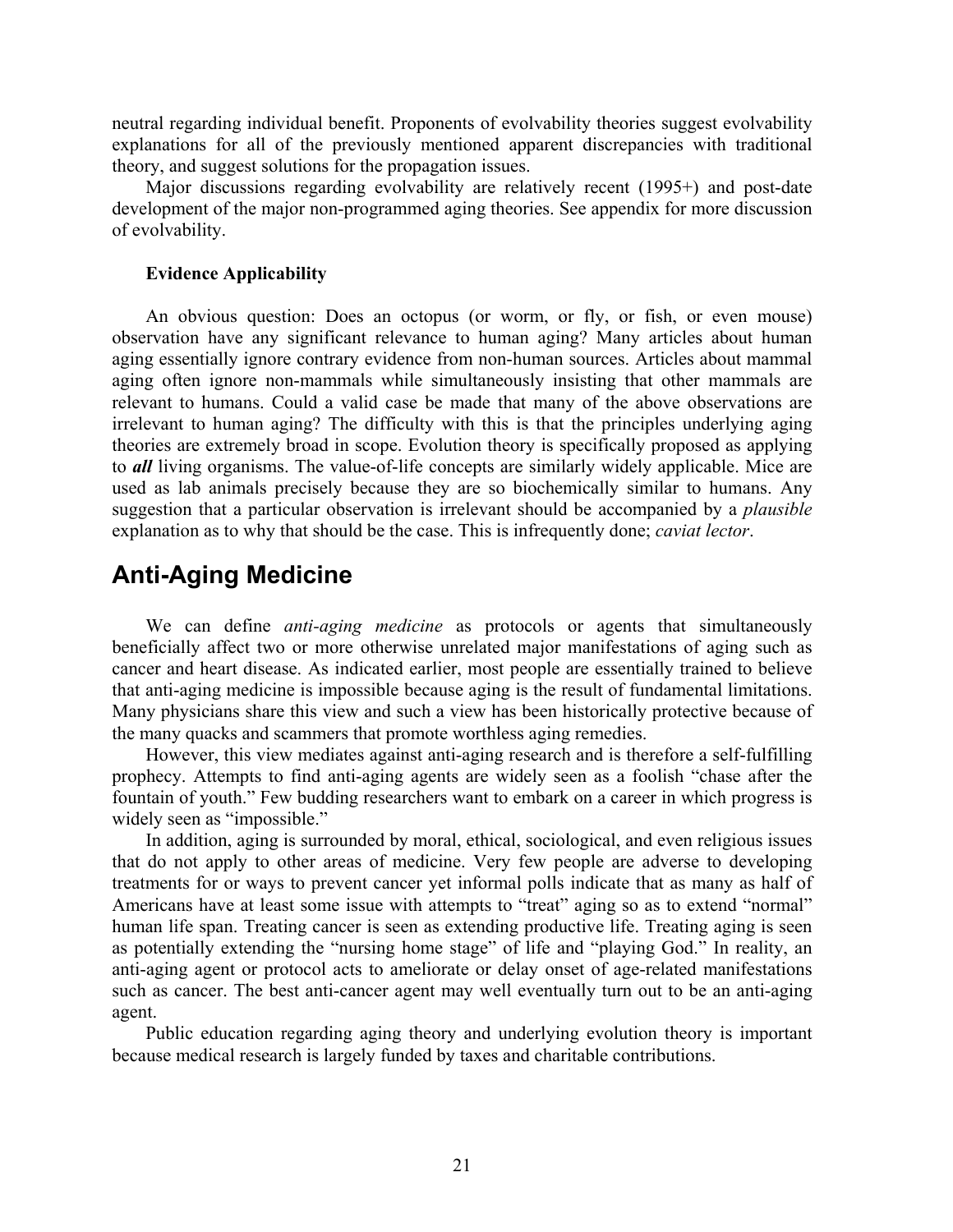neutral regarding individual benefit. Proponents of evolvability theories suggest evolvability explanations for all of the previously mentioned apparent discrepancies with traditional theory, and suggest solutions for the propagation issues.

Major discussions regarding evolvability are relatively recent (1995+) and post-date development of the major non-programmed aging theories. See appendix for more discussion of evolvability.

### Evidence Applicability

An obvious question: Does an octopus (or worm, or fly, or fish, or even mouse) observation have any significant relevance to human aging? Many articles about human aging essentially ignore contrary evidence from non-human sources. Articles about mammal aging often ignore non-mammals while simultaneously insisting that other mammals are relevant to humans. Could a valid case be made that many of the above observations are irrelevant to human aging? The difficulty with this is that the principles underlying aging theories are extremely broad in scope. Evolution theory is specifically proposed as applying to ***all*** living organisms. The value-of-life concepts are similarly widely applicable. Mice are used as lab animals precisely because they are so biochemically similar to humans. Any suggestion that a particular observation is irrelevant should be accompanied by a *plausible* explanation as to why that should be the case. This is infrequently done; *caviat lector*.

## Anti-Aging Medicine

We can define *anti-aging medicine* as protocols or agents that simultaneously beneficially affect two or more otherwise unrelated major manifestations of aging such as cancer and heart disease. As indicated earlier, most people are essentially trained to believe that anti-aging medicine is impossible because aging is the result of fundamental limitations. Many physicians share this view and such a view has been historically protective because of the many quacks and scammers that promote worthless aging remedies.

However, this view mediates against anti-aging research and is therefore a self-fulfilling prophecy. Attempts to find anti-aging agents are widely seen as a foolish "chase after the fountain of youth." Few budding researchers want to embark on a career in which progress is widely seen as "impossible."

In addition, aging is surrounded by moral, ethical, sociological, and even religious issues that do not apply to other areas of medicine. Very few people are adverse to developing treatments for or ways to prevent cancer yet informal polls indicate that as many as half of Americans have at least some issue with attempts to "treat" aging so as to extend "normal" human life span. Treating cancer is seen as extending productive life. Treating aging is seen as potentially extending the "nursing home stage" of life and "playing God." In reality, an anti-aging agent or protocol acts to ameliorate or delay onset of age-related manifestations such as cancer. The best anti-cancer agent may well eventually turn out to be an anti-aging agent.

Public education regarding aging theory and underlying evolution theory is important because medical research is largely funded by taxes and charitable contributions.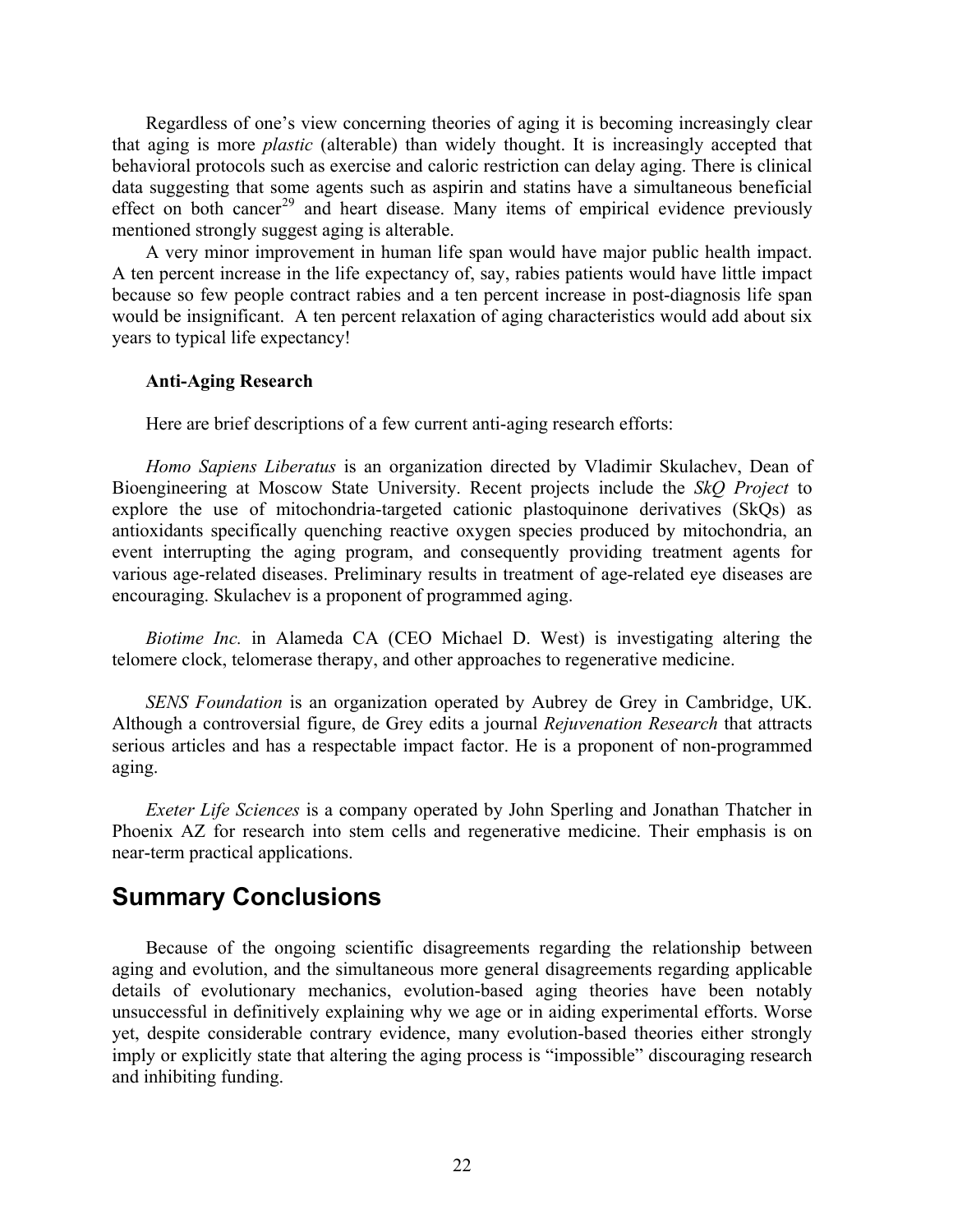Regardless of one's view concerning theories of aging it is becoming increasingly clear that aging is more *plastic* (alterable) than widely thought. It is increasingly accepted that behavioral protocols such as exercise and caloric restriction can delay aging. There is clinical data suggesting that some agents such as aspirin and statins have a simultaneous beneficial effect on both cancer[29] and heart disease. Many items of empirical evidence previously mentioned strongly suggest aging is alterable.

A very minor improvement in human life span would have major public health impact. A ten percent increase in the life expectancy of, say, rabies patients would have little impact because so few people contract rabies and a ten percent increase in post-diagnosis life span would be insignificant. A ten percent relaxation of aging characteristics would add about six years to typical life expectancy!

**Anti-Aging Research**

Here are brief descriptions of a few current anti-aging research efforts:

*Homo Sapiens Liberatus* is an organization directed by Vladimir Skulachev, Dean of Bioengineering at Moscow State University. Recent projects include the *SkQ Project* to explore the use of mitochondria-targeted cationic plastoquinone derivatives (SkQs) as antioxidants specifically quenching reactive oxygen species produced by mitochondria, an event interrupting the aging program, and consequently providing treatment agents for various age-related diseases. Preliminary results in treatment of age-related eye diseases are encouraging. Skulachev is a proponent of programmed aging.

*Biotime Inc.* in Alameda CA (CEO Michael D. West) is investigating altering the telomere clock, telomerase therapy, and other approaches to regenerative medicine.

*SENS Foundation* is an organization operated by Aubrey de Grey in Cambridge, UK. Although a controversial figure, de Grey edits a journal *Rejuvenation Research* that attracts serious articles and has a respectable impact factor. He is a proponent of non-programmed aging.

*Exeter Life Sciences* is a company operated by John Sperling and Jonathan Thatcher in Phoenix AZ for research into stem cells and regenerative medicine. Their emphasis is on near-term practical applications.

## Summary Conclusions

Because of the ongoing scientific disagreements regarding the relationship between aging and evolution, and the simultaneous more general disagreements regarding applicable details of evolutionary mechanics, evolution-based aging theories have been notably unsuccessful in definitively explaining why we age or in aiding experimental efforts. Worse yet, despite considerable contrary evidence, many evolution-based theories either strongly imply or explicitly state that altering the aging process is "impossible" discouraging research and inhibiting funding.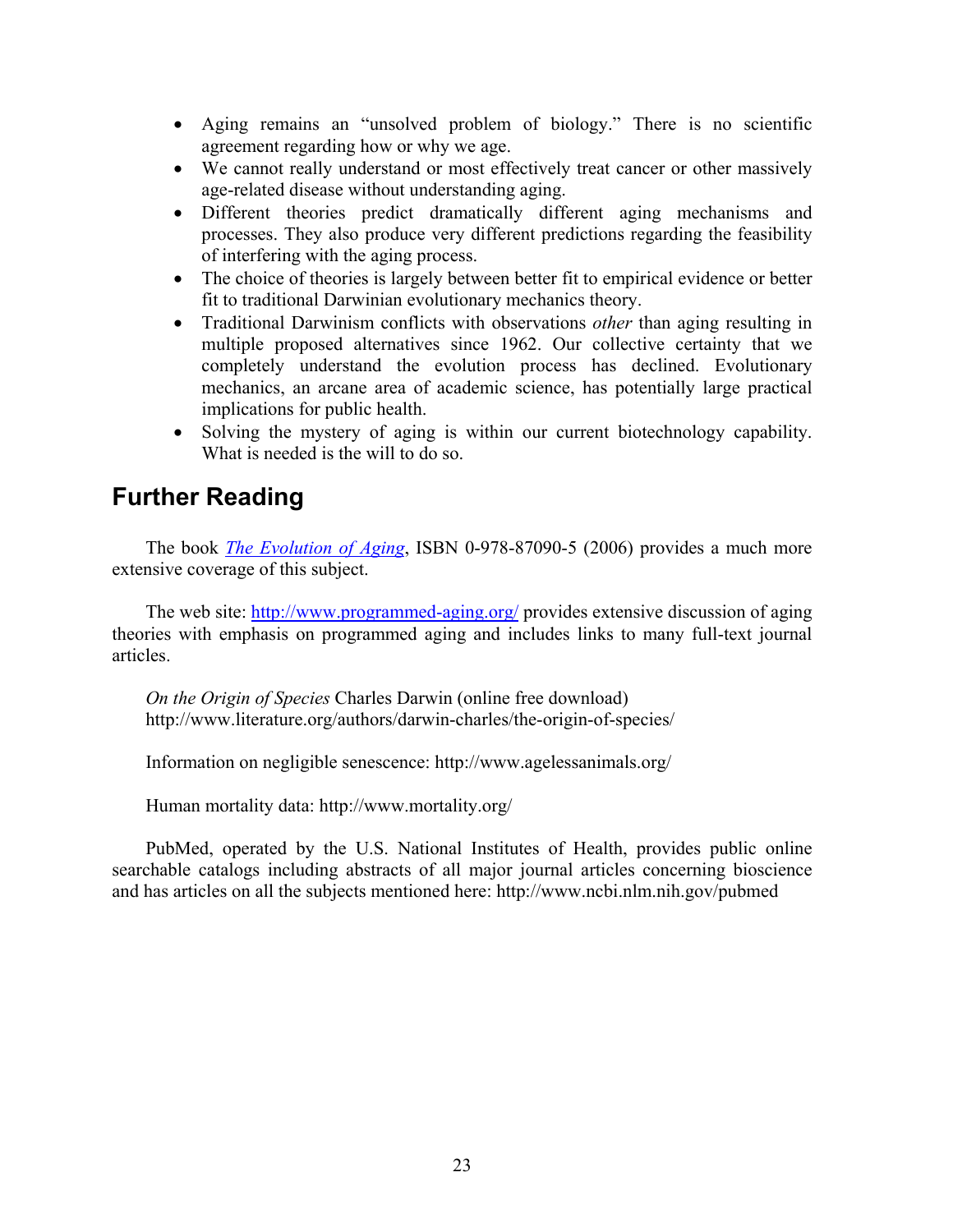- Aging remains an "unsolved problem of biology." There is no scientific agreement regarding how or why we age.
- We cannot really understand or most effectively treat cancer or other massively age-related disease without understanding aging.
- Different theories predict dramatically different aging mechanisms and processes. They also produce very different predictions regarding the feasibility of interfering with the aging process.
- The choice of theories is largely between better fit to empirical evidence or better fit to traditional Darwinian evolutionary mechanics theory.
- Traditional Darwinism conflicts with observations *other* than aging resulting in multiple proposed alternatives since 1962. Our collective certainty that we completely understand the evolution process has declined. Evolutionary mechanics, an arcane area of academic science, has potentially large practical implications for public health.
- Solving the mystery of aging is within our current biotechnology capability. What is needed is the will to do so.

## Further Reading

The book *The Evolution of Aging*, ISBN 0-978-87090-5 (2006) provides a much more extensive coverage of this subject.

The web site: http://www.programmed-aging.org/ provides extensive discussion of aging theories with emphasis on programmed aging and includes links to many full-text journal articles.

*On the Origin of Species* Charles Darwin (online free download) http://www.literature.org/authors/darwin-charles/the-origin-of-species/

Information on negligible senescence: http://www.agelessanimals.org/

Human mortality data: http://www.mortality.org/

PubMed, operated by the U.S. National Institutes of Health, provides public online searchable catalogs including abstracts of all major journal articles concerning bioscience and has articles on all the subjects mentioned here: http://www.ncbi.nlm.nih.gov/pubmed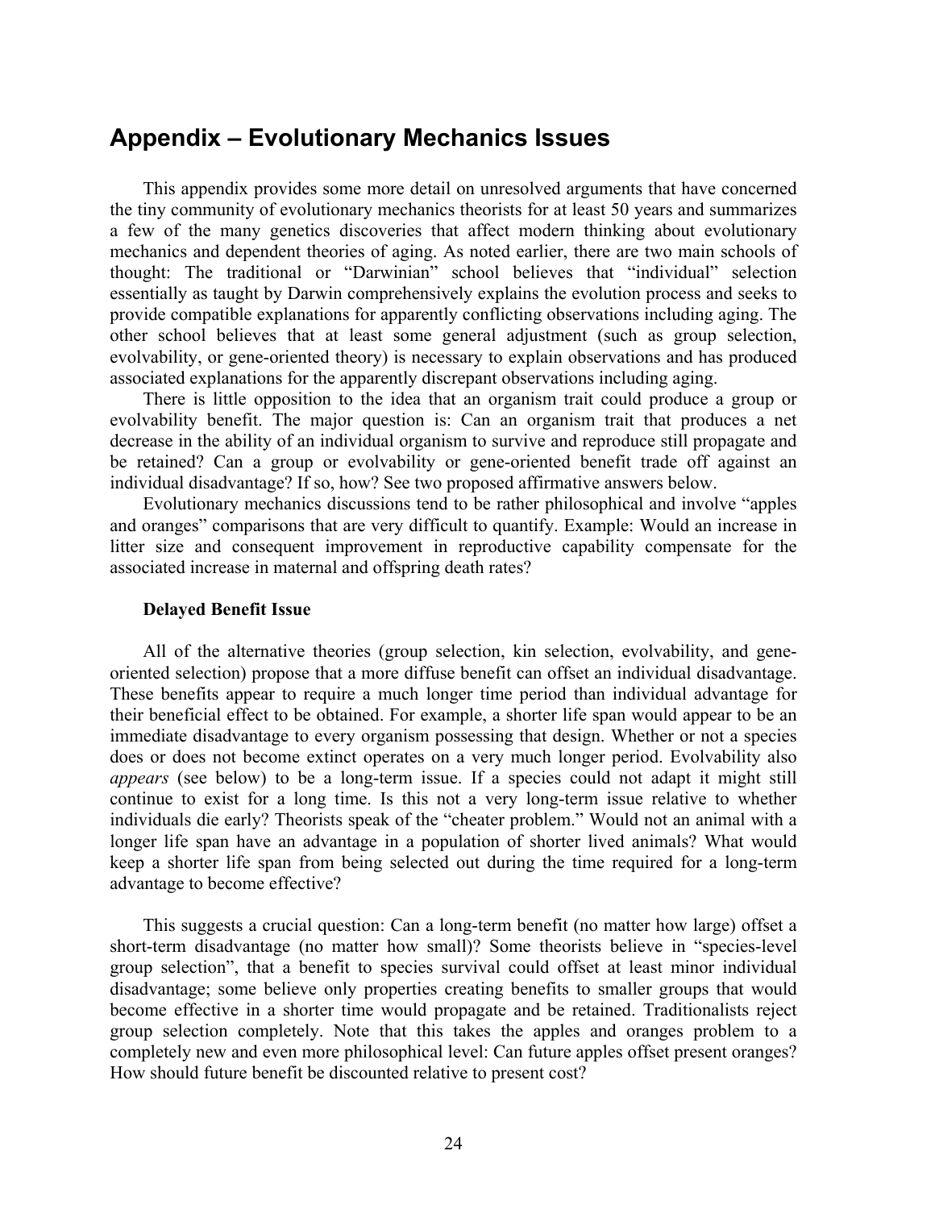## Appendix – Evolutionary Mechanics Issues

This appendix provides some more detail on unresolved arguments that have concerned the tiny community of evolutionary mechanics theorists for at least 50 years and summarizes a few of the many genetics discoveries that affect modern thinking about evolutionary mechanics and dependent theories of aging. As noted earlier, there are two main schools of thought: The traditional or "Darwinian" school believes that "individual" selection essentially as taught by Darwin comprehensively explains the evolution process and seeks to provide compatible explanations for apparently conflicting observations including aging. The other school believes that at least some general adjustment (such as group selection, evolvability, or gene-oriented theory) is necessary to explain observations and has produced associated explanations for the apparently discrepant observations including aging.

There is little opposition to the idea that an organism trait could produce a group or evolvability benefit. The major question is: Can an organism trait that produces a net decrease in the ability of an individual organism to survive and reproduce still propagate and be retained? Can a group or evolvability or gene-oriented benefit trade off against an individual disadvantage? If so, how? See two proposed affirmative answers below.

Evolutionary mechanics discussions tend to be rather philosophical and involve "apples and oranges" comparisons that are very difficult to quantify. Example: Would an increase in litter size and consequent improvement in reproductive capability compensate for the associated increase in maternal and offspring death rates?

#### Delayed Benefit Issue

All of the alternative theories (group selection, kin selection, evolvability, and gene-oriented selection) propose that a more diffuse benefit can offset an individual disadvantage. These benefits appear to require a much longer time period than individual advantage for their beneficial effect to be obtained. For example, a shorter life span would appear to be an immediate disadvantage to every organism possessing that design. Whether or not a species does or does not become extinct operates on a very much longer period. Evolvability also *appears* (see below) to be a long-term issue. If a species could not adapt it might still continue to exist for a long time. Is this not a very long-term issue relative to whether individuals die early? Theorists speak of the "cheater problem." Would not an animal with a longer life span have an advantage in a population of shorter lived animals? What would keep a shorter life span from being selected out during the time required for a long-term advantage to become effective?

This suggests a crucial question: Can a long-term benefit (no matter how large) offset a short-term disadvantage (no matter how small)? Some theorists believe in "species-level group selection", that a benefit to species survival could offset at least minor individual disadvantage; some believe only properties creating benefits to smaller groups that would become effective in a shorter time would propagate and be retained. Traditionalists reject group selection completely. Note that this takes the apples and oranges problem to a completely new and even more philosophical level: Can future apples offset present oranges? How should future benefit be discounted relative to present cost?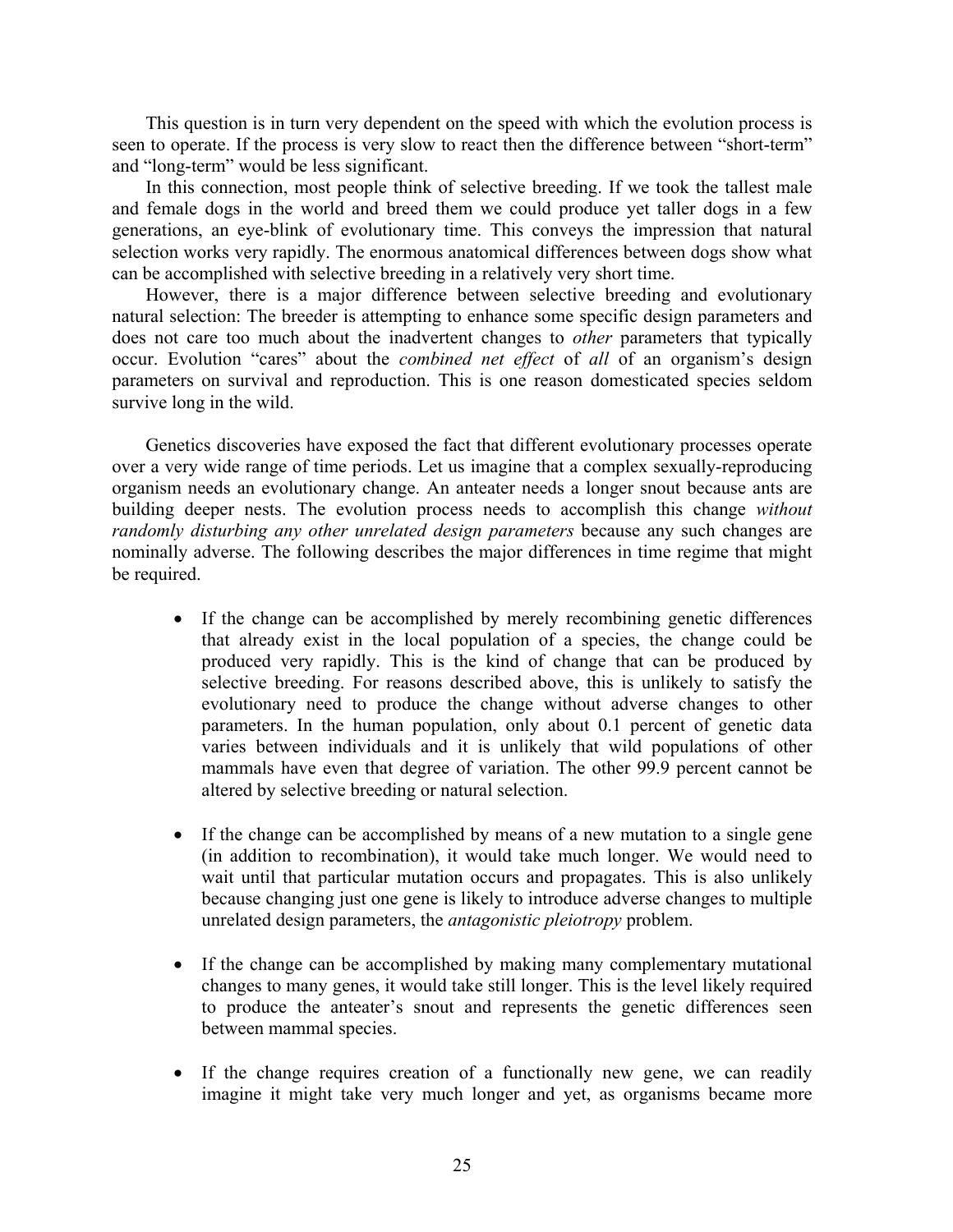This question is in turn very dependent on the speed with which the evolution process is seen to operate. If the process is very slow to react then the difference between "short-term" and "long-term" would be less significant.

In this connection, most people think of selective breeding. If we took the tallest male and female dogs in the world and breed them we could produce yet taller dogs in a few generations, an eye-blink of evolutionary time. This conveys the impression that natural selection works very rapidly. The enormous anatomical differences between dogs show what can be accomplished with selective breeding in a relatively very short time.

However, there is a major difference between selective breeding and evolutionary natural selection: The breeder is attempting to enhance some specific design parameters and does not care too much about the inadvertent changes to *other* parameters that typically occur. Evolution "cares" about the *combined net effect* of *all* of an organism's design parameters on survival and reproduction. This is one reason domesticated species seldom survive long in the wild.

Genetics discoveries have exposed the fact that different evolutionary processes operate over a very wide range of time periods. Let us imagine that a complex sexually-reproducing organism needs an evolutionary change. An anteater needs a longer snout because ants are building deeper nests. The evolution process needs to accomplish this change *without randomly disturbing any other unrelated design parameters* because any such changes are nominally adverse. The following describes the major differences in time regime that might be required.

- If the change can be accomplished by merely recombining genetic differences that already exist in the local population of a species, the change could be produced very rapidly. This is the kind of change that can be produced by selective breeding. For reasons described above, this is unlikely to satisfy the evolutionary need to produce the change without adverse changes to other parameters. In the human population, only about 0.1 percent of genetic data varies between individuals and it is unlikely that wild populations of other mammals have even that degree of variation. The other 99.9 percent cannot be altered by selective breeding or natural selection.

- If the change can be accomplished by means of a new mutation to a single gene (in addition to recombination), it would take much longer. We would need to wait until that particular mutation occurs and propagates. This is also unlikely because changing just one gene is likely to introduce adverse changes to multiple unrelated design parameters, the *antagonistic pleiotropy* problem.

- If the change can be accomplished by making many complementary mutational changes to many genes, it would take still longer. This is the level likely required to produce the anteater's snout and represents the genetic differences seen between mammal species.

- If the change requires creation of a functionally new gene, we can readily imagine it might take very much longer and yet, as organisms became more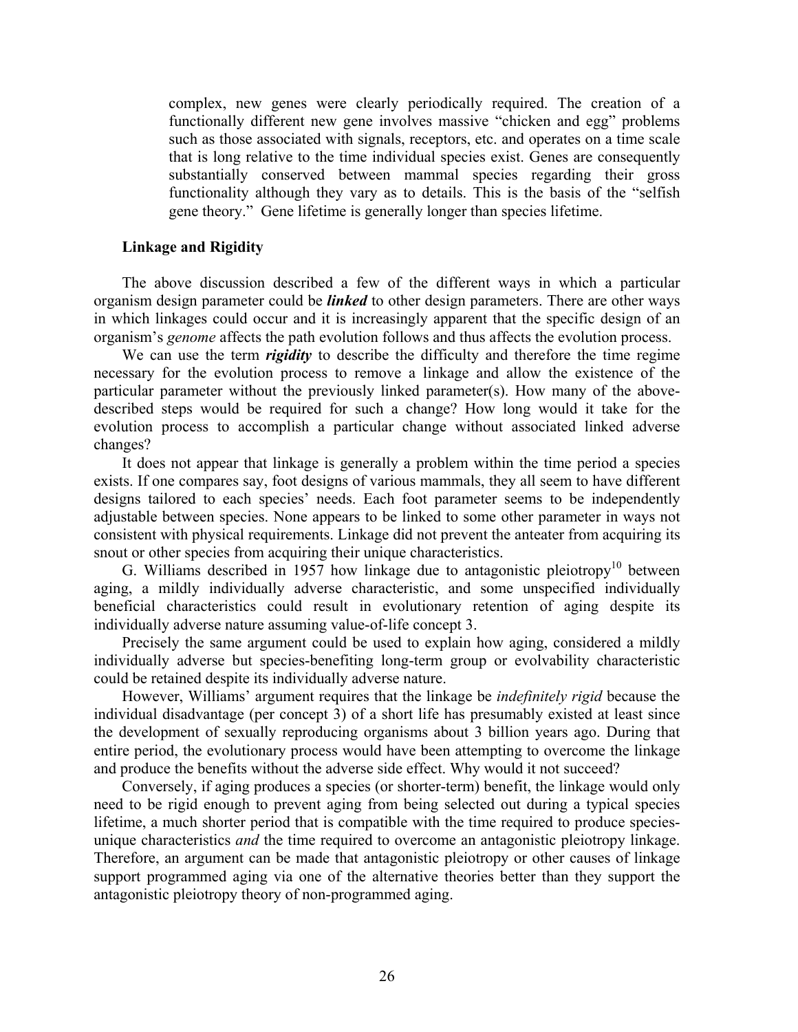> complex, new genes were clearly periodically required. The creation of a functionally different new gene involves massive "chicken and egg" problems such as those associated with signals, receptors, etc. and operates on a time scale that is long relative to the time individual species exist. Genes are consequently substantially conserved between mammal species regarding their gross functionality although they vary as to details. This is the basis of the "selfish gene theory." Gene lifetime is generally longer than species lifetime.

**Linkage and Rigidity**

The above discussion described a few of the different ways in which a particular organism design parameter could be ***linked*** to other design parameters. There are other ways in which linkages could occur and it is increasingly apparent that the specific design of an organism's *genome* affects the path evolution follows and thus affects the evolution process.

We can use the term ***rigidity*** to describe the difficulty and therefore the time regime necessary for the evolution process to remove a linkage and allow the existence of the particular parameter without the previously linked parameter(s). How many of the above-described steps would be required for such a change? How long would it take for the evolution process to accomplish a particular change without associated linked adverse changes?

It does not appear that linkage is generally a problem within the time period a species exists. If one compares say, foot designs of various mammals, they all seem to have different designs tailored to each species' needs. Each foot parameter seems to be independently adjustable between species. None appears to be linked to some other parameter in ways not consistent with physical requirements. Linkage did not prevent the anteater from acquiring its snout or other species from acquiring their unique characteristics.

G. Williams described in 1957 how linkage due to antagonistic pleiotropy[10] between aging, a mildly individually adverse characteristic, and some unspecified individually beneficial characteristics could result in evolutionary retention of aging despite its individually adverse nature assuming value-of-life concept 3.

Precisely the same argument could be used to explain how aging, considered a mildly individually adverse but species-benefiting long-term group or evolvability characteristic could be retained despite its individually adverse nature.

However, Williams' argument requires that the linkage be *indefinitely rigid* because the individual disadvantage (per concept 3) of a short life has presumably existed at least since the development of sexually reproducing organisms about 3 billion years ago. During that entire period, the evolutionary process would have been attempting to overcome the linkage and produce the benefits without the adverse side effect. Why would it not succeed?

Conversely, if aging produces a species (or shorter-term) benefit, the linkage would only need to be rigid enough to prevent aging from being selected out during a typical species lifetime, a much shorter period that is compatible with the time required to produce species-unique characteristics *and* the time required to overcome an antagonistic pleiotropy linkage. Therefore, an argument can be made that antagonistic pleiotropy or other causes of linkage support programmed aging via one of the alternative theories better than they support the antagonistic pleiotropy theory of non-programmed aging.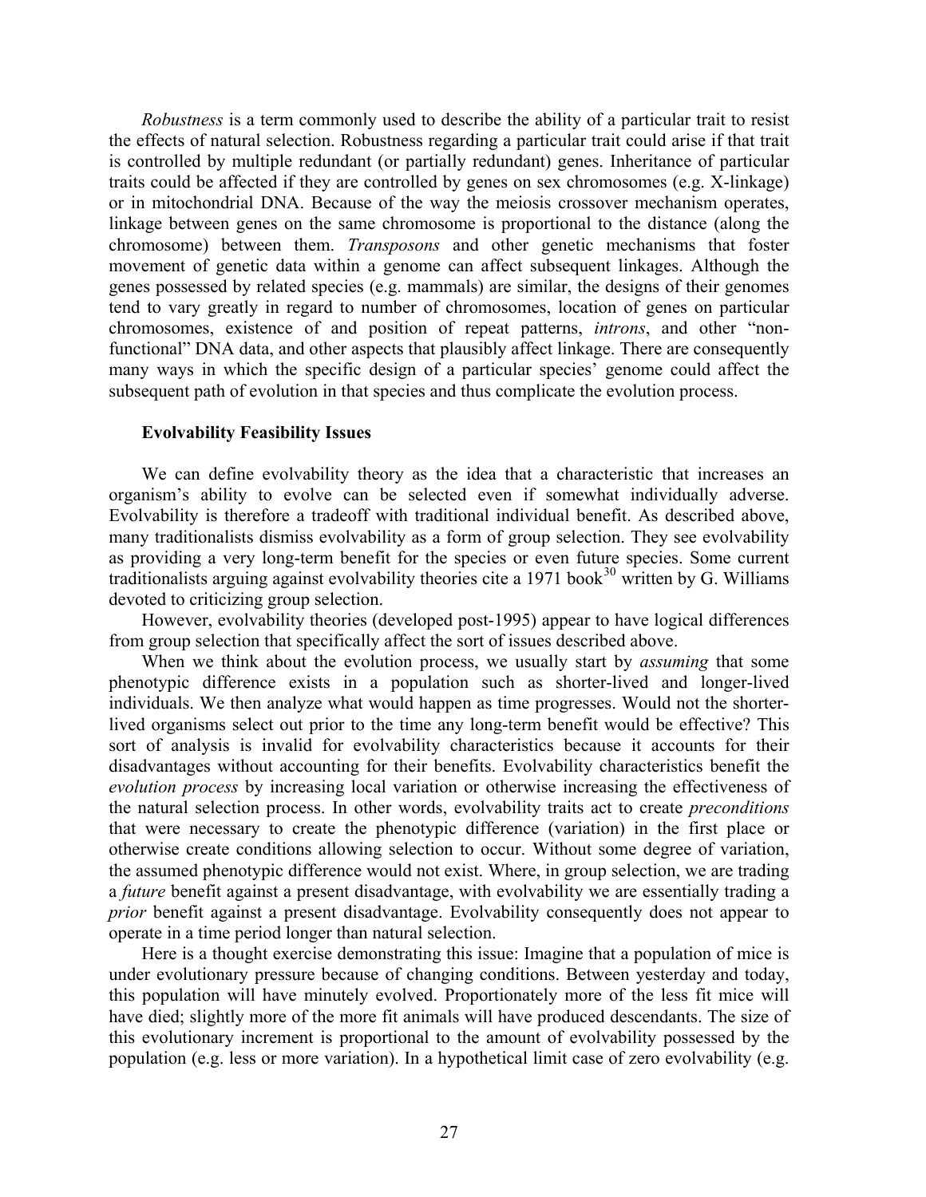*Robustness* is a term commonly used to describe the ability of a particular trait to resist the effects of natural selection. Robustness regarding a particular trait could arise if that trait is controlled by multiple redundant (or partially redundant) genes. Inheritance of particular traits could be affected if they are controlled by genes on sex chromosomes (e.g. X-linkage) or in mitochondrial DNA. Because of the way the meiosis crossover mechanism operates, linkage between genes on the same chromosome is proportional to the distance (along the chromosome) between them. *Transposons* and other genetic mechanisms that foster movement of genetic data within a genome can affect subsequent linkages. Although the genes possessed by related species (e.g. mammals) are similar, the designs of their genomes tend to vary greatly in regard to number of chromosomes, location of genes on particular chromosomes, existence of and position of repeat patterns, *introns*, and other "non-functional" DNA data, and other aspects that plausibly affect linkage. There are consequently many ways in which the specific design of a particular species' genome could affect the subsequent path of evolution in that species and thus complicate the evolution process.

### Evolvability Feasibility Issues

We can define evolvability theory as the idea that a characteristic that increases an organism's ability to evolve can be selected even if somewhat individually adverse. Evolvability is therefore a tradeoff with traditional individual benefit. As described above, many traditionalists dismiss evolvability as a form of group selection. They see evolvability as providing a very long-term benefit for the species or even future species. Some current traditionalists arguing against evolvability theories cite a 1971 book[30] written by G. Williams devoted to criticizing group selection.

However, evolvability theories (developed post-1995) appear to have logical differences from group selection that specifically affect the sort of issues described above.

When we think about the evolution process, we usually start by *assuming* that some phenotypic difference exists in a population such as shorter-lived and longer-lived individuals. We then analyze what would happen as time progresses. Would not the shorter-lived organisms select out prior to the time any long-term benefit would be effective? This sort of analysis is invalid for evolvability characteristics because it accounts for their disadvantages without accounting for their benefits. Evolvability characteristics benefit the *evolution process* by increasing local variation or otherwise increasing the effectiveness of the natural selection process. In other words, evolvability traits act to create *preconditions* that were necessary to create the phenotypic difference (variation) in the first place or otherwise create conditions allowing selection to occur. Without some degree of variation, the assumed phenotypic difference would not exist. Where, in group selection, we are trading a *future* benefit against a present disadvantage, with evolvability we are essentially trading a *prior* benefit against a present disadvantage. Evolvability consequently does not appear to operate in a time period longer than natural selection.

Here is a thought exercise demonstrating this issue: Imagine that a population of mice is under evolutionary pressure because of changing conditions. Between yesterday and today, this population will have minutely evolved. Proportionately more of the less fit mice will have died; slightly more of the more fit animals will have produced descendants. The size of this evolutionary increment is proportional to the amount of evolvability possessed by the population (e.g. less or more variation). In a hypothetical limit case of zero evolvability (e.g.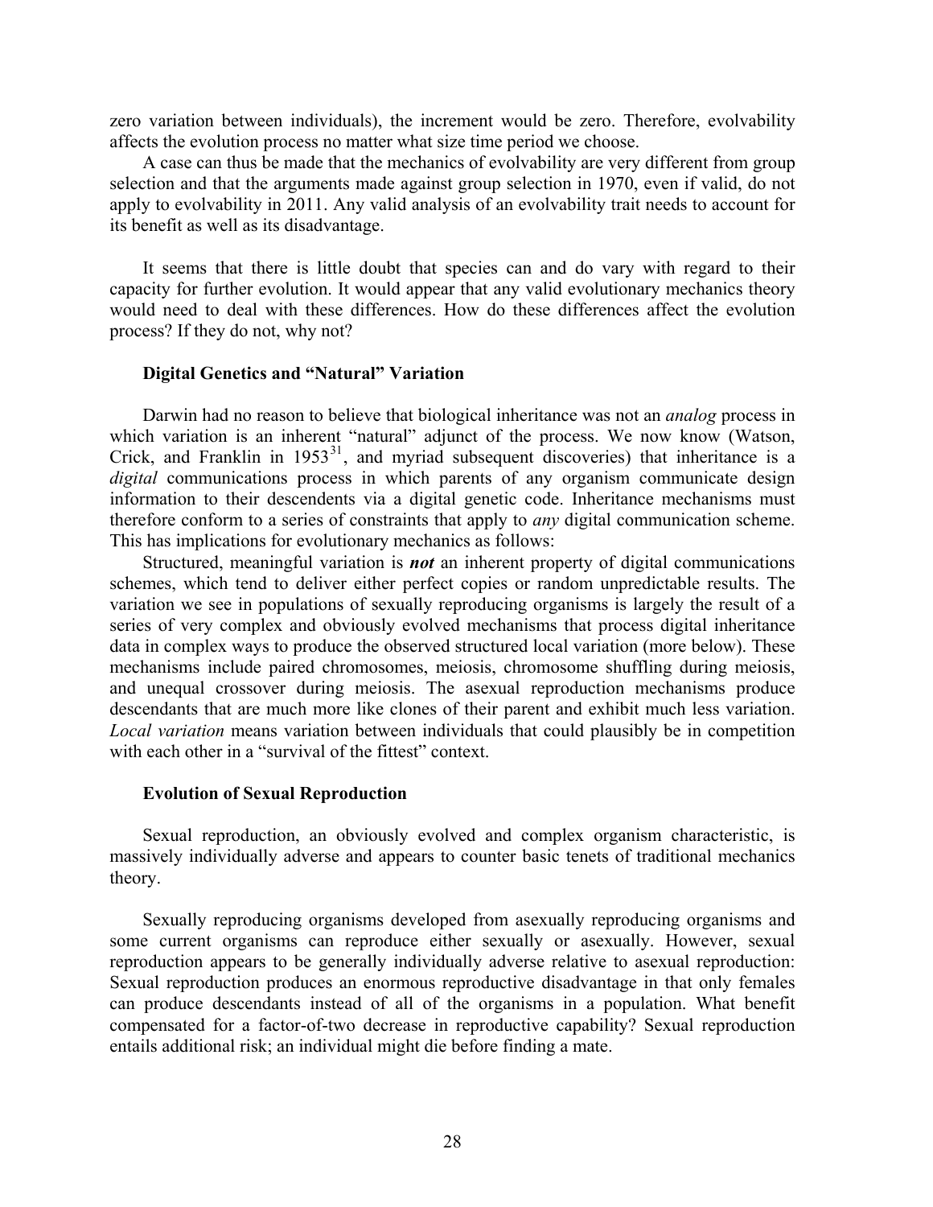zero variation between individuals), the increment would be zero. Therefore, evolvability affects the evolution process no matter what size time period we choose.

A case can thus be made that the mechanics of evolvability are very different from group selection and that the arguments made against group selection in 1970, even if valid, do not apply to evolvability in 2011. Any valid analysis of an evolvability trait needs to account for its benefit as well as its disadvantage.

It seems that there is little doubt that species can and do vary with regard to their capacity for further evolution. It would appear that any valid evolutionary mechanics theory would need to deal with these differences. How do these differences affect the evolution process? If they do not, why not?

### Digital Genetics and "Natural" Variation

Darwin had no reason to believe that biological inheritance was not an *analog* process in which variation is an inherent "natural" adjunct of the process. We now know (Watson, Crick, and Franklin in 1953[31], and myriad subsequent discoveries) that inheritance is a *digital* communications process in which parents of any organism communicate design information to their descendents via a digital genetic code. Inheritance mechanisms must therefore conform to a series of constraints that apply to *any* digital communication scheme. This has implications for evolutionary mechanics as follows:

Structured, meaningful variation is ***not*** an inherent property of digital communications schemes, which tend to deliver either perfect copies or random unpredictable results. The variation we see in populations of sexually reproducing organisms is largely the result of a series of very complex and obviously evolved mechanisms that process digital inheritance data in complex ways to produce the observed structured local variation (more below). These mechanisms include paired chromosomes, meiosis, chromosome shuffling during meiosis, and unequal crossover during meiosis. The asexual reproduction mechanisms produce descendants that are much more like clones of their parent and exhibit much less variation. *Local variation* means variation between individuals that could plausibly be in competition with each other in a "survival of the fittest" context.

### Evolution of Sexual Reproduction

Sexual reproduction, an obviously evolved and complex organism characteristic, is massively individually adverse and appears to counter basic tenets of traditional mechanics theory.

Sexually reproducing organisms developed from asexually reproducing organisms and some current organisms can reproduce either sexually or asexually. However, sexual reproduction appears to be generally individually adverse relative to asexual reproduction: Sexual reproduction produces an enormous reproductive disadvantage in that only females can produce descendants instead of all of the organisms in a population. What benefit compensated for a factor-of-two decrease in reproductive capability? Sexual reproduction entails additional risk; an individual might die before finding a mate.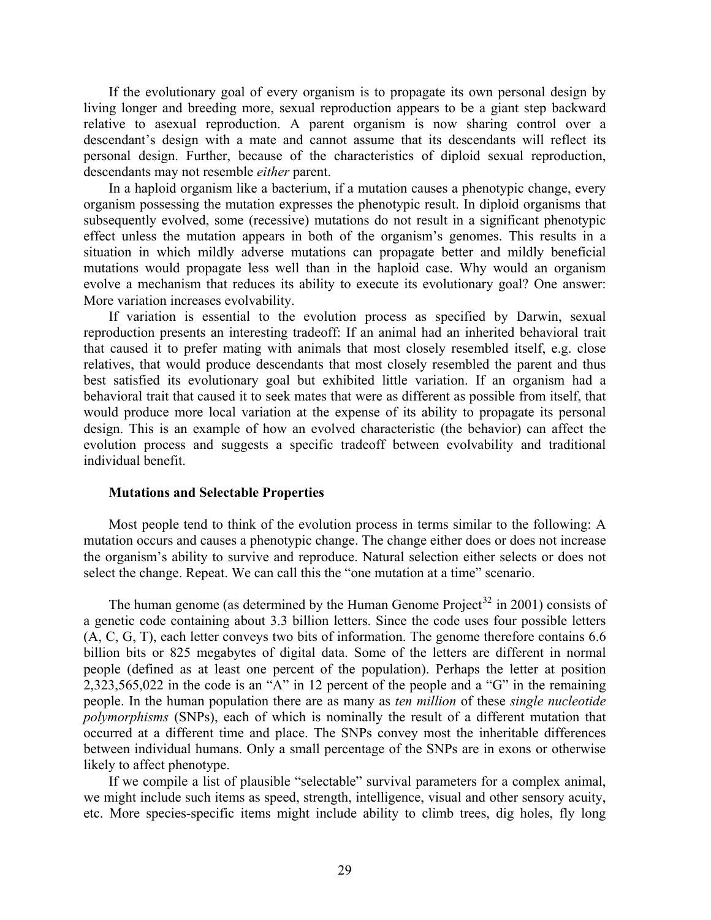If the evolutionary goal of every organism is to propagate its own personal design by living longer and breeding more, sexual reproduction appears to be a giant step backward relative to asexual reproduction. A parent organism is now sharing control over a descendant's design with a mate and cannot assume that its descendants will reflect its personal design. Further, because of the characteristics of diploid sexual reproduction, descendants may not resemble *either* parent.

In a haploid organism like a bacterium, if a mutation causes a phenotypic change, every organism possessing the mutation expresses the phenotypic result. In diploid organisms that subsequently evolved, some (recessive) mutations do not result in a significant phenotypic effect unless the mutation appears in both of the organism's genomes. This results in a situation in which mildly adverse mutations can propagate better and mildly beneficial mutations would propagate less well than in the haploid case. Why would an organism evolve a mechanism that reduces its ability to execute its evolutionary goal? One answer: More variation increases evolvability.

If variation is essential to the evolution process as specified by Darwin, sexual reproduction presents an interesting tradeoff: If an animal had an inherited behavioral trait that caused it to prefer mating with animals that most closely resembled itself, e.g. close relatives, that would produce descendants that most closely resembled the parent and thus best satisfied its evolutionary goal but exhibited little variation. If an organism had a behavioral trait that caused it to seek mates that were as different as possible from itself, that would produce more local variation at the expense of its ability to propagate its personal design. This is an example of how an evolved characteristic (the behavior) can affect the evolution process and suggests a specific tradeoff between evolvability and traditional individual benefit.

### Mutations and Selectable Properties

Most people tend to think of the evolution process in terms similar to the following: A mutation occurs and causes a phenotypic change. The change either does or does not increase the organism's ability to survive and reproduce. Natural selection either selects or does not select the change. Repeat. We can call this the "one mutation at a time" scenario.

The human genome (as determined by the Human Genome Project[32] in 2001) consists of a genetic code containing about 3.3 billion letters. Since the code uses four possible letters (A, C, G, T), each letter conveys two bits of information. The genome therefore contains 6.6 billion bits or 825 megabytes of digital data. Some of the letters are different in normal people (defined as at least one percent of the population). Perhaps the letter at position 2,323,565,022 in the code is an "A" in 12 percent of the people and a "G" in the remaining people. In the human population there are as many as *ten million* of these *single nucleotide polymorphisms* (SNPs), each of which is nominally the result of a different mutation that occurred at a different time and place. The SNPs convey most the inheritable differences between individual humans. Only a small percentage of the SNPs are in exons or otherwise likely to affect phenotype.

If we compile a list of plausible "selectable" survival parameters for a complex animal, we might include such items as speed, strength, intelligence, visual and other sensory acuity, etc. More species-specific items might include ability to climb trees, dig holes, fly long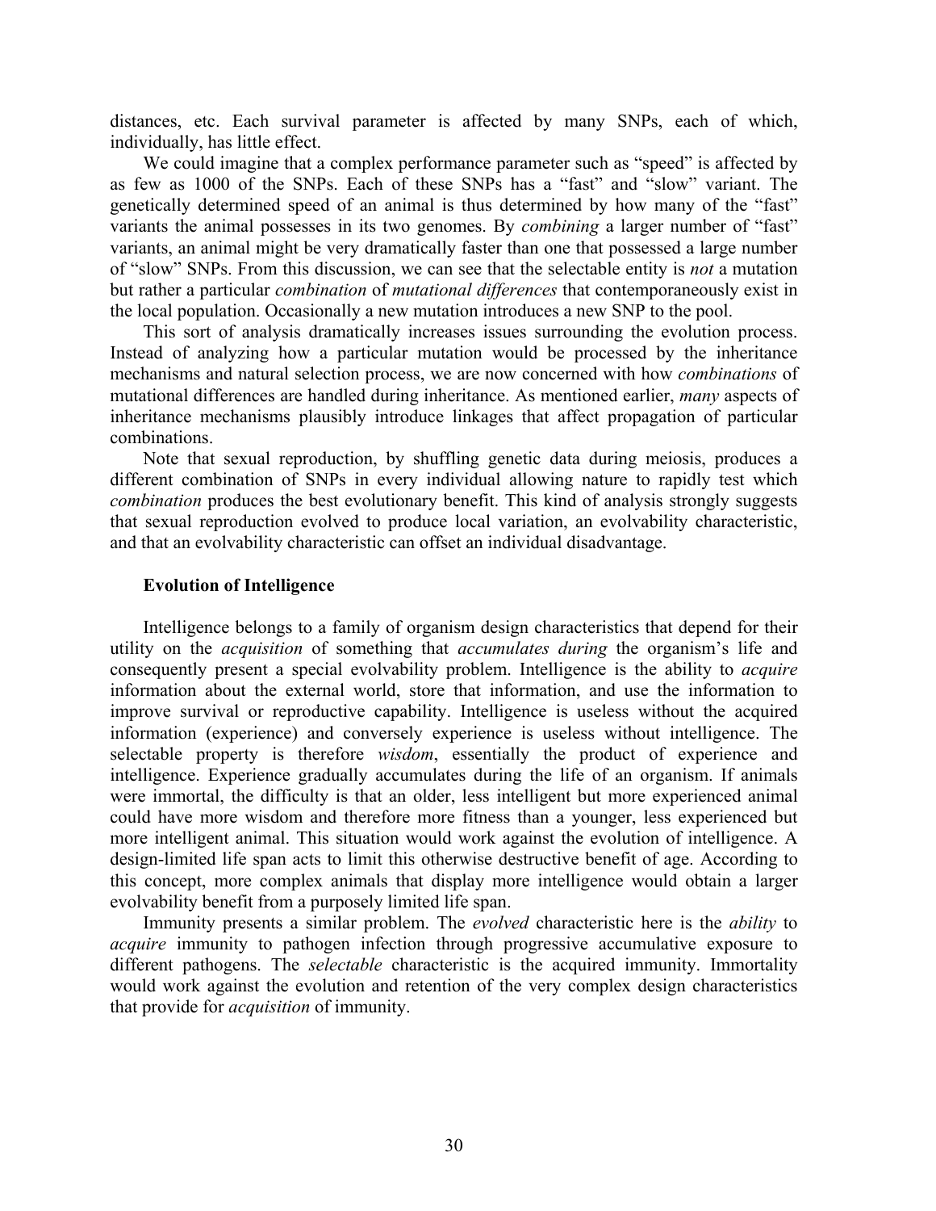distances, etc. Each survival parameter is affected by many SNPs, each of which, individually, has little effect.

We could imagine that a complex performance parameter such as "speed" is affected by as few as 1000 of the SNPs. Each of these SNPs has a "fast" and "slow" variant. The genetically determined speed of an animal is thus determined by how many of the "fast" variants the animal possesses in its two genomes. By *combining* a larger number of "fast" variants, an animal might be very dramatically faster than one that possessed a large number of "slow" SNPs. From this discussion, we can see that the selectable entity is *not* a mutation but rather a particular *combination* of *mutational differences* that contemporaneously exist in the local population. Occasionally a new mutation introduces a new SNP to the pool.

This sort of analysis dramatically increases issues surrounding the evolution process. Instead of analyzing how a particular mutation would be processed by the inheritance mechanisms and natural selection process, we are now concerned with how *combinations* of mutational differences are handled during inheritance. As mentioned earlier, *many* aspects of inheritance mechanisms plausibly introduce linkages that affect propagation of particular combinations.

Note that sexual reproduction, by shuffling genetic data during meiosis, produces a different combination of SNPs in every individual allowing nature to rapidly test which *combination* produces the best evolutionary benefit. This kind of analysis strongly suggests that sexual reproduction evolved to produce local variation, an evolvability characteristic, and that an evolvability characteristic can offset an individual disadvantage.

### Evolution of Intelligence

Intelligence belongs to a family of organism design characteristics that depend for their utility on the *acquisition* of something that *accumulates during* the organism's life and consequently present a special evolvability problem. Intelligence is the ability to *acquire* information about the external world, store that information, and use the information to improve survival or reproductive capability. Intelligence is useless without the acquired information (experience) and conversely experience is useless without intelligence. The selectable property is therefore *wisdom*, essentially the product of experience and intelligence. Experience gradually accumulates during the life of an organism. If animals were immortal, the difficulty is that an older, less intelligent but more experienced animal could have more wisdom and therefore more fitness than a younger, less experienced but more intelligent animal. This situation would work against the evolution of intelligence. A design-limited life span acts to limit this otherwise destructive benefit of age. According to this concept, more complex animals that display more intelligence would obtain a larger evolvability benefit from a purposely limited life span.

Immunity presents a similar problem. The *evolved* characteristic here is the *ability* to *acquire* immunity to pathogen infection through progressive accumulative exposure to different pathogens. The *selectable* characteristic is the acquired immunity. Immortality would work against the evolution and retention of the very complex design characteristics that provide for *acquisition* of immunity.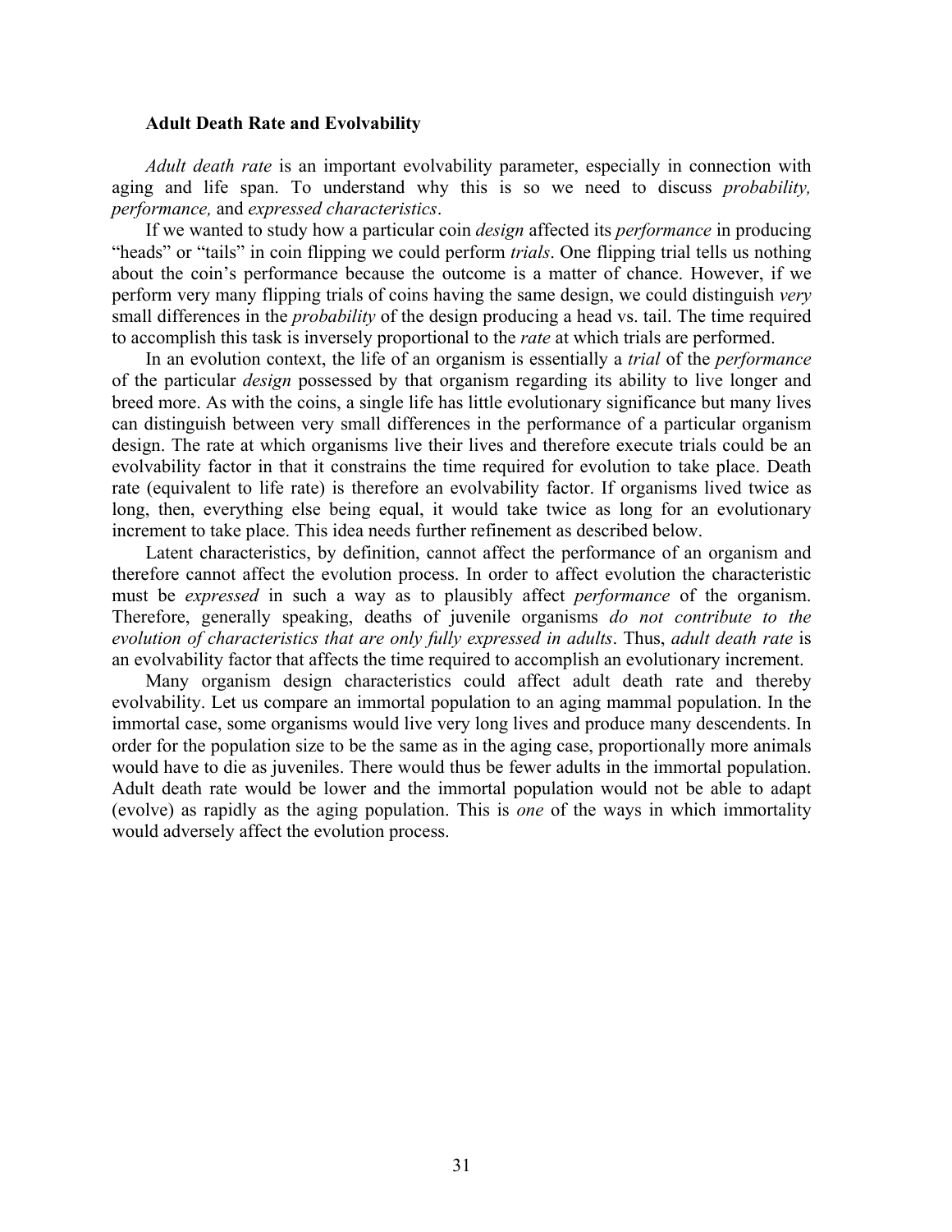### Adult Death Rate and Evolvability

*Adult death rate* is an important evolvability parameter, especially in connection with aging and life span. To understand why this is so we need to discuss *probability, performance,* and *expressed characteristics*.

If we wanted to study how a particular coin *design* affected its *performance* in producing "heads" or "tails" in coin flipping we could perform *trials*. One flipping trial tells us nothing about the coin's performance because the outcome is a matter of chance. However, if we perform very many flipping trials of coins having the same design, we could distinguish *very* small differences in the *probability* of the design producing a head vs. tail. The time required to accomplish this task is inversely proportional to the *rate* at which trials are performed.

In an evolution context, the life of an organism is essentially a *trial* of the *performance* of the particular *design* possessed by that organism regarding its ability to live longer and breed more. As with the coins, a single life has little evolutionary significance but many lives can distinguish between very small differences in the performance of a particular organism design. The rate at which organisms live their lives and therefore execute trials could be an evolvability factor in that it constrains the time required for evolution to take place. Death rate (equivalent to life rate) is therefore an evolvability factor. If organisms lived twice as long, then, everything else being equal, it would take twice as long for an evolutionary increment to take place. This idea needs further refinement as described below.

Latent characteristics, by definition, cannot affect the performance of an organism and therefore cannot affect the evolution process. In order to affect evolution the characteristic must be *expressed* in such a way as to plausibly affect *performance* of the organism. Therefore, generally speaking, deaths of juvenile organisms *do not contribute to the evolution of characteristics that are only fully expressed in adults*. Thus, *adult death rate* is an evolvability factor that affects the time required to accomplish an evolutionary increment.

Many organism design characteristics could affect adult death rate and thereby evolvability. Let us compare an immortal population to an aging mammal population. In the immortal case, some organisms would live very long lives and produce many descendents. In order for the population size to be the same as in the aging case, proportionally more animals would have to die as juveniles. There would thus be fewer adults in the immortal population. Adult death rate would be lower and the immortal population would not be able to adapt (evolve) as rapidly as the aging population. This is *one* of the ways in which immortality would adversely affect the evolution process.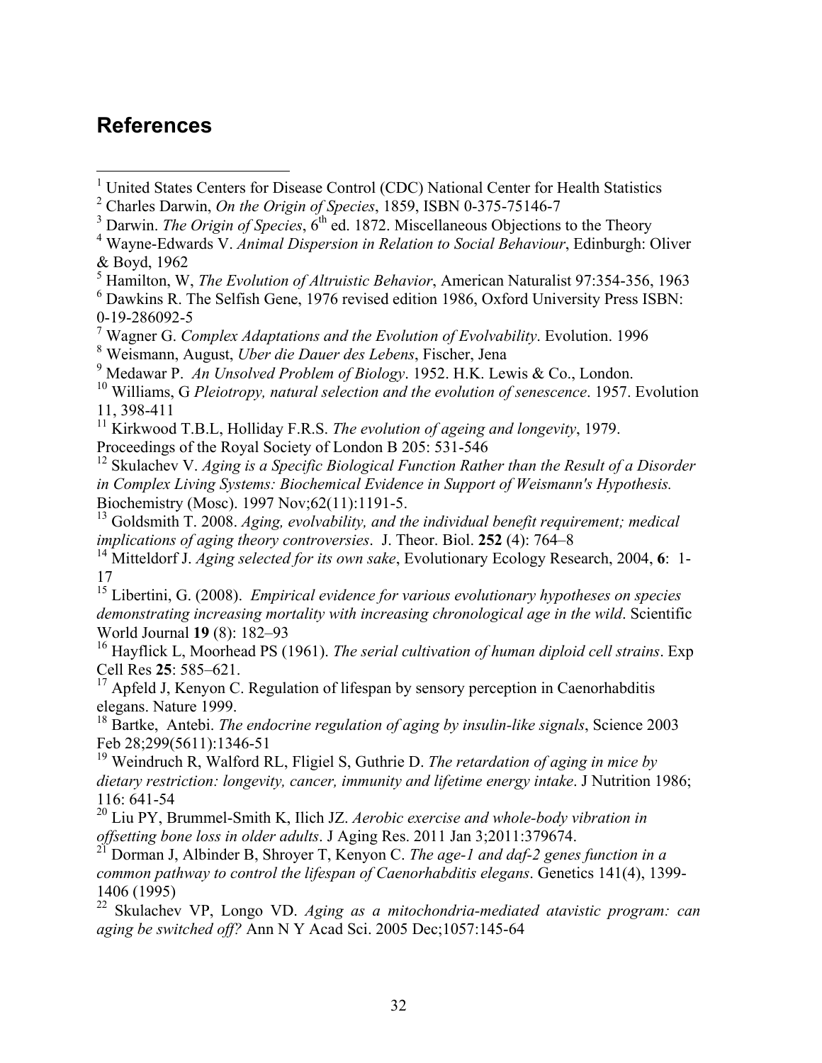## References

[1] United States Centers for Disease Control (CDC) National Center for Health Statistics

[2] Charles Darwin, *On the Origin of Species*, 1859, ISBN 0-375-75146-7

[3] Darwin. *The Origin of Species*, 6th ed. 1872. Miscellaneous Objections to the Theory

[4] Wayne-Edwards V. *Animal Dispersion in Relation to Social Behaviour*, Edinburgh: Oliver & Boyd, 1962

[5] Hamilton, W, *The Evolution of Altruistic Behavior*, American Naturalist 97:354-356, 1963

[6] Dawkins R. The Selfish Gene, 1976 revised edition 1986, Oxford University Press ISBN: 0-19-286092-5

[7] Wagner G. *Complex Adaptations and the Evolution of Evolvability*. Evolution. 1996

[8] Weismann, August, *Uber die Dauer des Lebens*, Fischer, Jena

[9] Medawar P. *An Unsolved Problem of Biology*. 1952. H.K. Lewis & Co., London.

[10] Williams, G *Pleiotropy, natural selection and the evolution of senescence*. 1957. Evolution 11, 398-411

[11] Kirkwood T.B.L, Holliday F.R.S. *The evolution of ageing and longevity*, 1979. Proceedings of the Royal Society of London B 205: 531-546

[12] Skulachev V. *Aging is a Specific Biological Function Rather than the Result of a Disorder in Complex Living Systems: Biochemical Evidence in Support of Weismann's Hypothesis.* Biochemistry (Mosc). 1997 Nov;62(11):1191-5.

[13] Goldsmith T. 2008. *Aging, evolvability, and the individual benefit requirement; medical implications of aging theory controversies*. J. Theor. Biol. **252** (4): 764–8

[14] Mitteldorf J. *Aging selected for its own sake*, Evolutionary Ecology Research, 2004, **6**: 1-17

[15] Libertini, G. (2008). *Empirical evidence for various evolutionary hypotheses on species demonstrating increasing mortality with increasing chronological age in the wild*. Scientific World Journal **19** (8): 182–93

[16] Hayflick L, Moorhead PS (1961). *The serial cultivation of human diploid cell strains*. Exp Cell Res **25**: 585–621.

[17] Apfeld J, Kenyon C. Regulation of lifespan by sensory perception in Caenorhabditis elegans. Nature 1999.

[18] Bartke, Antebi. *The endocrine regulation of aging by insulin-like signals*, Science 2003 Feb 28;299(5611):1346-51

[19] Weindruch R, Walford RL, Fligiel S, Guthrie D. *The retardation of aging in mice by dietary restriction: longevity, cancer, immunity and lifetime energy intake*. J Nutrition 1986; 116: 641-54

[20] Liu PY, Brummel-Smith K, Ilich JZ. *Aerobic exercise and whole-body vibration in offsetting bone loss in older adults*. J Aging Res. 2011 Jan 3;2011:379674.

[21] Dorman J, Albinder B, Shroyer T, Kenyon C. *The age-1 and daf-2 genes function in a common pathway to control the lifespan of Caenorhabditis elegans*. Genetics 141(4), 1399-1406 (1995)

[22] Skulachev VP, Longo VD. *Aging as a mitochondria-mediated atavistic program: can aging be switched off?* Ann N Y Acad Sci. 2005 Dec;1057:145-64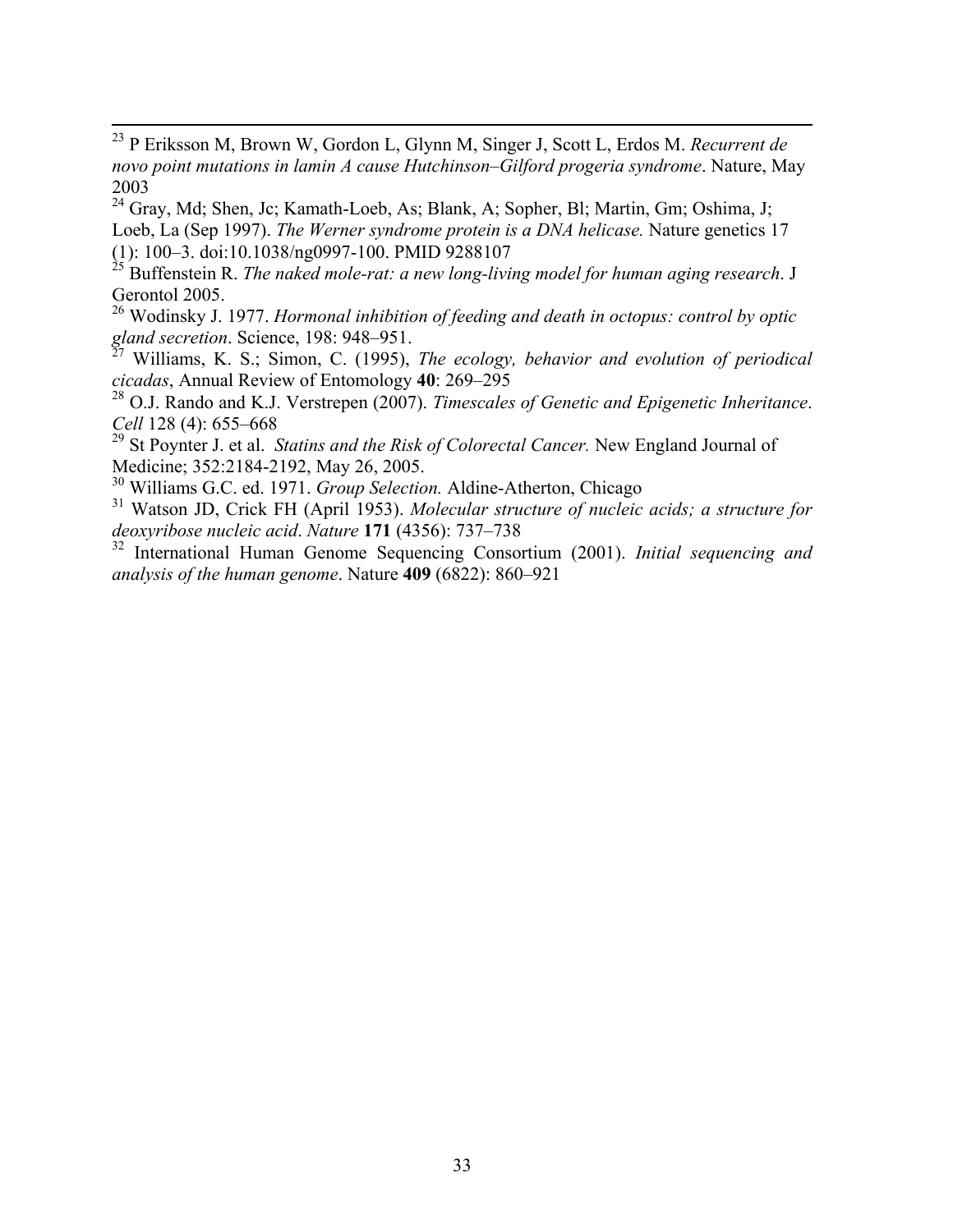[23] P Eriksson M, Brown W, Gordon L, Glynn M, Singer J, Scott L, Erdos M. *Recurrent de novo point mutations in lamin A cause Hutchinson–Gilford progeria syndrome*. Nature, May 2003

[24] Gray, Md; Shen, Jc; Kamath-Loeb, As; Blank, A; Sopher, Bl; Martin, Gm; Oshima, J; Loeb, La (Sep 1997). *The Werner syndrome protein is a DNA helicase.* Nature genetics 17 (1): 100–3. doi:10.1038/ng0997-100. PMID 9288107

[25] Buffenstein R. *The naked mole-rat: a new long-living model for human aging research*. J Gerontol 2005.

[26] Wodinsky J. 1977. *Hormonal inhibition of feeding and death in octopus: control by optic gland secretion*. Science, 198: 948–951.

[27] Williams, K. S.; Simon, C. (1995), *The ecology, behavior and evolution of periodical cicadas*, Annual Review of Entomology **40**: 269–295

[28] O.J. Rando and K.J. Verstrepen (2007). *Timescales of Genetic and Epigenetic Inheritance*. *Cell* 128 (4): 655–668

[29] St Poynter J. et al. *Statins and the Risk of Colorectal Cancer.* New England Journal of Medicine; 352:2184-2192, May 26, 2005.

[30] Williams G.C. ed. 1971. *Group Selection.* Aldine-Atherton, Chicago

[31] Watson JD, Crick FH (April 1953). *Molecular structure of nucleic acids; a structure for deoxyribose nucleic acid*. *Nature* **171** (4356): 737–738

[32] International Human Genome Sequencing Consortium (2001). *Initial sequencing and analysis of the human genome*. Nature **409** (6822): 860–921